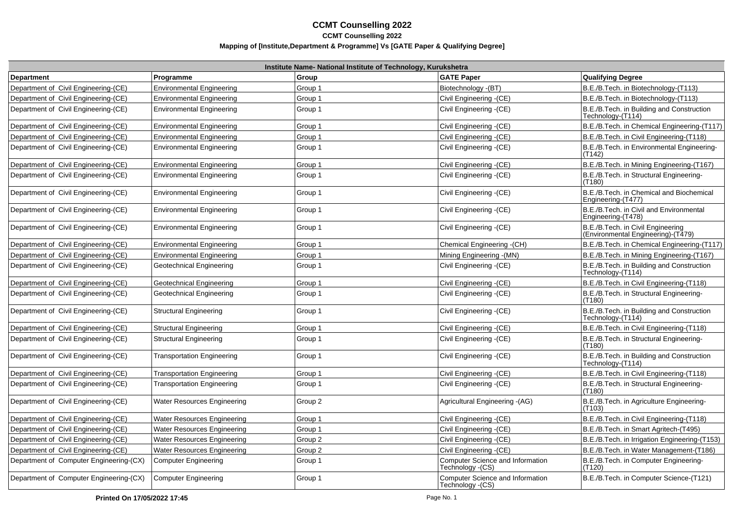# CCMT Counselling 2022

## CCMT Counselling 2022

### Mapping of [Institute,Department & Programme] Vs [GATE Paper & Qualifying Degree]

| Institute Name- National Institute of Technology, Kurukshetra | | | | |
|---|---|---|---|---|
| **Department** | **Programme** | **Group** | **GATE Paper** | **Qualifying Degree** |
| Department of Civil Engineering-(CE) | Environmental Engineering | Group 1 | Biotechnology -(BT) | B.E./B.Tech. in Biotechnology-(T113) |
| Department of Civil Engineering-(CE) | Environmental Engineering | Group 1 | Civil Engineering -(CE) | B.E./B.Tech. in Biotechnology-(T113) |
| Department of Civil Engineering-(CE) | Environmental Engineering | Group 1 | Civil Engineering -(CE) | B.E./B.Tech. in Building and Construction Technology-(T114) |
| Department of Civil Engineering-(CE) | Environmental Engineering | Group 1 | Civil Engineering -(CE) | B.E./B.Tech. in Chemical Engineering-(T117) |
| Department of Civil Engineering-(CE) | Environmental Engineering | Group 1 | Civil Engineering -(CE) | B.E./B.Tech. in Civil Engineering-(T118) |
| Department of Civil Engineering-(CE) | Environmental Engineering | Group 1 | Civil Engineering -(CE) | B.E./B.Tech. in Environmental Engineering-(T142) |
| Department of Civil Engineering-(CE) | Environmental Engineering | Group 1 | Civil Engineering -(CE) | B.E./B.Tech. in Mining Engineering-(T167) |
| Department of Civil Engineering-(CE) | Environmental Engineering | Group 1 | Civil Engineering -(CE) | B.E./B.Tech. in Structural Engineering-(T180) |
| Department of Civil Engineering-(CE) | Environmental Engineering | Group 1 | Civil Engineering -(CE) | B.E./B.Tech. in Chemical and Biochemical Engineering-(T477) |
| Department of Civil Engineering-(CE) | Environmental Engineering | Group 1 | Civil Engineering -(CE) | B.E./B.Tech. in Civil and Environmental Engineering-(T478) |
| Department of Civil Engineering-(CE) | Environmental Engineering | Group 1 | Civil Engineering -(CE) | B.E./B.Tech. in Civil Engineering (Environmental Engineering)-(T479) |
| Department of Civil Engineering-(CE) | Environmental Engineering | Group 1 | Chemical Engineering -(CH) | B.E./B.Tech. in Chemical Engineering-(T117) |
| Department of Civil Engineering-(CE) | Environmental Engineering | Group 1 | Mining Engineering -(MN) | B.E./B.Tech. in Mining Engineering-(T167) |
| Department of Civil Engineering-(CE) | Geotechnical Engineering | Group 1 | Civil Engineering -(CE) | B.E./B.Tech. in Building and Construction Technology-(T114) |
| Department of Civil Engineering-(CE) | Geotechnical Engineering | Group 1 | Civil Engineering -(CE) | B.E./B.Tech. in Civil Engineering-(T118) |
| Department of Civil Engineering-(CE) | Geotechnical Engineering | Group 1 | Civil Engineering -(CE) | B.E./B.Tech. in Structural Engineering-(T180) |
| Department of Civil Engineering-(CE) | Structural Engineering | Group 1 | Civil Engineering -(CE) | B.E./B.Tech. in Building and Construction Technology-(T114) |
| Department of Civil Engineering-(CE) | Structural Engineering | Group 1 | Civil Engineering -(CE) | B.E./B.Tech. in Civil Engineering-(T118) |
| Department of Civil Engineering-(CE) | Structural Engineering | Group 1 | Civil Engineering -(CE) | B.E./B.Tech. in Structural Engineering-(T180) |
| Department of Civil Engineering-(CE) | Transportation Engineering | Group 1 | Civil Engineering -(CE) | B.E./B.Tech. in Building and Construction Technology-(T114) |
| Department of Civil Engineering-(CE) | Transportation Engineering | Group 1 | Civil Engineering -(CE) | B.E./B.Tech. in Civil Engineering-(T118) |
| Department of Civil Engineering-(CE) | Transportation Engineering | Group 1 | Civil Engineering -(CE) | B.E./B.Tech. in Structural Engineering-(T180) |
| Department of Civil Engineering-(CE) | Water Resources Engineering | Group 2 | Agricultural Engineering -(AG) | B.E./B.Tech. in Agriculture Engineering-(T103) |
| Department of Civil Engineering-(CE) | Water Resources Engineering | Group 1 | Civil Engineering -(CE) | B.E./B.Tech. in Civil Engineering-(T118) |
| Department of Civil Engineering-(CE) | Water Resources Engineering | Group 1 | Civil Engineering -(CE) | B.E./B.Tech. in Smart Agritech-(T495) |
| Department of Civil Engineering-(CE) | Water Resources Engineering | Group 2 | Civil Engineering -(CE) | B.E./B.Tech. in Irrigation Engineering-(T153) |
| Department of Civil Engineering-(CE) | Water Resources Engineering | Group 2 | Civil Engineering -(CE) | B.E./B.Tech. in Water Management-(T186) |
| Department of Computer Engineering-(CX) | Computer Engineering | Group 1 | Computer Science and Information Technology -(CS) | B.E./B.Tech. in Computer Engineering-(T120) |
| Department of Computer Engineering-(CX) | Computer Engineering | Group 1 | Computer Science and Information Technology -(CS) | B.E./B.Tech. in Computer Science-(T121) |

**Printed On 17/05/2022 17:45**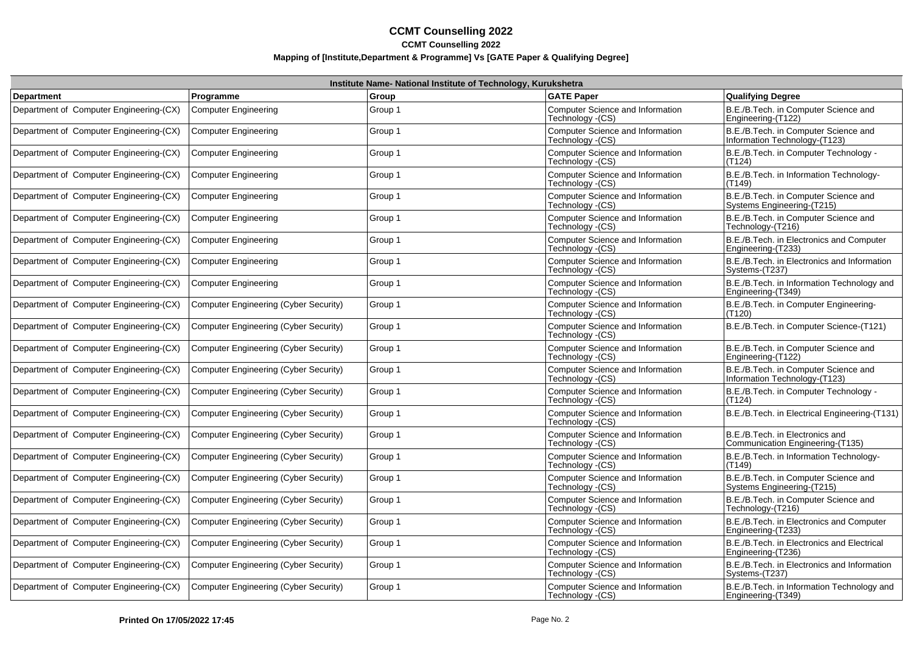# CCMT Counselling 2022

**CCMT Counselling 2022**

**Mapping of [Institute,Department & Programme] Vs [GATE Paper & Qualifying Degree]**

| Institute Name- National Institute of Technology, Kurukshetra | | | | |
|---|---|---|---|---|
| **Department** | **Programme** | **Group** | **GATE Paper** | **Qualifying Degree** |
| Department of Computer Engineering-(CX) | Computer Engineering | Group 1 | Computer Science and Information Technology -(CS) | B.E./B.Tech. in Computer Science and Engineering-(T122) |
| Department of Computer Engineering-(CX) | Computer Engineering | Group 1 | Computer Science and Information Technology -(CS) | B.E./B.Tech. in Computer Science and Information Technology-(T123) |
| Department of Computer Engineering-(CX) | Computer Engineering | Group 1 | Computer Science and Information Technology -(CS) | B.E./B.Tech. in Computer Technology -(T124) |
| Department of Computer Engineering-(CX) | Computer Engineering | Group 1 | Computer Science and Information Technology -(CS) | B.E./B.Tech. in Information Technology-(T149) |
| Department of Computer Engineering-(CX) | Computer Engineering | Group 1 | Computer Science and Information Technology -(CS) | B.E./B.Tech. in Computer Science and Systems Engineering-(T215) |
| Department of Computer Engineering-(CX) | Computer Engineering | Group 1 | Computer Science and Information Technology -(CS) | B.E./B.Tech. in Computer Science and Technology-(T216) |
| Department of Computer Engineering-(CX) | Computer Engineering | Group 1 | Computer Science and Information Technology -(CS) | B.E./B.Tech. in Electronics and Computer Engineering-(T233) |
| Department of Computer Engineering-(CX) | Computer Engineering | Group 1 | Computer Science and Information Technology -(CS) | B.E./B.Tech. in Electronics and Information Systems-(T237) |
| Department of Computer Engineering-(CX) | Computer Engineering | Group 1 | Computer Science and Information Technology -(CS) | B.E./B.Tech. in Information Technology and Engineering-(T349) |
| Department of Computer Engineering-(CX) | Computer Engineering (Cyber Security) | Group 1 | Computer Science and Information Technology -(CS) | B.E./B.Tech. in Computer Engineering-(T120) |
| Department of Computer Engineering-(CX) | Computer Engineering (Cyber Security) | Group 1 | Computer Science and Information Technology -(CS) | B.E./B.Tech. in Computer Science-(T121) |
| Department of Computer Engineering-(CX) | Computer Engineering (Cyber Security) | Group 1 | Computer Science and Information Technology -(CS) | B.E./B.Tech. in Computer Science and Engineering-(T122) |
| Department of Computer Engineering-(CX) | Computer Engineering (Cyber Security) | Group 1 | Computer Science and Information Technology -(CS) | B.E./B.Tech. in Computer Science and Information Technology-(T123) |
| Department of Computer Engineering-(CX) | Computer Engineering (Cyber Security) | Group 1 | Computer Science and Information Technology -(CS) | B.E./B.Tech. in Computer Technology -(T124) |
| Department of Computer Engineering-(CX) | Computer Engineering (Cyber Security) | Group 1 | Computer Science and Information Technology -(CS) | B.E./B.Tech. in Electrical Engineering-(T131) |
| Department of Computer Engineering-(CX) | Computer Engineering (Cyber Security) | Group 1 | Computer Science and Information Technology -(CS) | B.E./B.Tech. in Electronics and Communication Engineering-(T135) |
| Department of Computer Engineering-(CX) | Computer Engineering (Cyber Security) | Group 1 | Computer Science and Information Technology -(CS) | B.E./B.Tech. in Information Technology-(T149) |
| Department of Computer Engineering-(CX) | Computer Engineering (Cyber Security) | Group 1 | Computer Science and Information Technology -(CS) | B.E./B.Tech. in Computer Science and Systems Engineering-(T215) |
| Department of Computer Engineering-(CX) | Computer Engineering (Cyber Security) | Group 1 | Computer Science and Information Technology -(CS) | B.E./B.Tech. in Computer Science and Technology-(T216) |
| Department of Computer Engineering-(CX) | Computer Engineering (Cyber Security) | Group 1 | Computer Science and Information Technology -(CS) | B.E./B.Tech. in Electronics and Computer Engineering-(T233) |
| Department of Computer Engineering-(CX) | Computer Engineering (Cyber Security) | Group 1 | Computer Science and Information Technology -(CS) | B.E./B.Tech. in Electronics and Electrical Engineering-(T236) |
| Department of Computer Engineering-(CX) | Computer Engineering (Cyber Security) | Group 1 | Computer Science and Information Technology -(CS) | B.E./B.Tech. in Electronics and Information Systems-(T237) |
| Department of Computer Engineering-(CX) | Computer Engineering (Cyber Security) | Group 1 | Computer Science and Information Technology -(CS) | B.E./B.Tech. in Information Technology and Engineering-(T349) |

**Printed On 17/05/2022 17:45**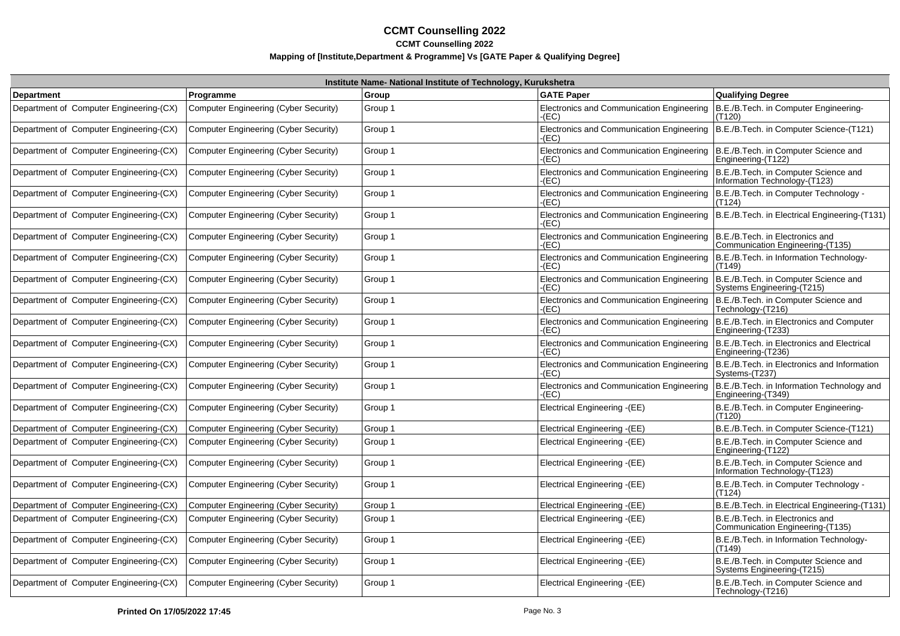# CCMT Counselling 2022

**CCMT Counselling 2022**

**Mapping of [Institute,Department & Programme] Vs [GATE Paper & Qualifying Degree]**

| Institute Name- National Institute of Technology, Kurukshetra | | | | |
|---|---|---|---|---|
| **Department** | **Programme** | **Group** | **GATE Paper** | **Qualifying Degree** |
| Department of Computer Engineering-(CX) | Computer Engineering (Cyber Security) | Group 1 | Electronics and Communication Engineering -(EC) | B.E./B.Tech. in Computer Engineering-(T120) |
| Department of Computer Engineering-(CX) | Computer Engineering (Cyber Security) | Group 1 | Electronics and Communication Engineering -(EC) | B.E./B.Tech. in Computer Science-(T121) |
| Department of Computer Engineering-(CX) | Computer Engineering (Cyber Security) | Group 1 | Electronics and Communication Engineering -(EC) | B.E./B.Tech. in Computer Science and Engineering-(T122) |
| Department of Computer Engineering-(CX) | Computer Engineering (Cyber Security) | Group 1 | Electronics and Communication Engineering -(EC) | B.E./B.Tech. in Computer Science and Information Technology-(T123) |
| Department of Computer Engineering-(CX) | Computer Engineering (Cyber Security) | Group 1 | Electronics and Communication Engineering -(EC) | B.E./B.Tech. in Computer Technology -(T124) |
| Department of Computer Engineering-(CX) | Computer Engineering (Cyber Security) | Group 1 | Electronics and Communication Engineering -(EC) | B.E./B.Tech. in Electrical Engineering-(T131) |
| Department of Computer Engineering-(CX) | Computer Engineering (Cyber Security) | Group 1 | Electronics and Communication Engineering -(EC) | B.E./B.Tech. in Electronics and Communication Engineering-(T135) |
| Department of Computer Engineering-(CX) | Computer Engineering (Cyber Security) | Group 1 | Electronics and Communication Engineering -(EC) | B.E./B.Tech. in Information Technology-(T149) |
| Department of Computer Engineering-(CX) | Computer Engineering (Cyber Security) | Group 1 | Electronics and Communication Engineering -(EC) | B.E./B.Tech. in Computer Science and Systems Engineering-(T215) |
| Department of Computer Engineering-(CX) | Computer Engineering (Cyber Security) | Group 1 | Electronics and Communication Engineering -(EC) | B.E./B.Tech. in Computer Science and Technology-(T216) |
| Department of Computer Engineering-(CX) | Computer Engineering (Cyber Security) | Group 1 | Electronics and Communication Engineering -(EC) | B.E./B.Tech. in Electronics and Computer Engineering-(T233) |
| Department of Computer Engineering-(CX) | Computer Engineering (Cyber Security) | Group 1 | Electronics and Communication Engineering -(EC) | B.E./B.Tech. in Electronics and Electrical Engineering-(T236) |
| Department of Computer Engineering-(CX) | Computer Engineering (Cyber Security) | Group 1 | Electronics and Communication Engineering -(EC) | B.E./B.Tech. in Electronics and Information Systems-(T237) |
| Department of Computer Engineering-(CX) | Computer Engineering (Cyber Security) | Group 1 | Electronics and Communication Engineering -(EC) | B.E./B.Tech. in Information Technology and Engineering-(T349) |
| Department of Computer Engineering-(CX) | Computer Engineering (Cyber Security) | Group 1 | Electrical Engineering -(EE) | B.E./B.Tech. in Computer Engineering-(T120) |
| Department of Computer Engineering-(CX) | Computer Engineering (Cyber Security) | Group 1 | Electrical Engineering -(EE) | B.E./B.Tech. in Computer Science-(T121) |
| Department of Computer Engineering-(CX) | Computer Engineering (Cyber Security) | Group 1 | Electrical Engineering -(EE) | B.E./B.Tech. in Computer Science and Engineering-(T122) |
| Department of Computer Engineering-(CX) | Computer Engineering (Cyber Security) | Group 1 | Electrical Engineering -(EE) | B.E./B.Tech. in Computer Science and Information Technology-(T123) |
| Department of Computer Engineering-(CX) | Computer Engineering (Cyber Security) | Group 1 | Electrical Engineering -(EE) | B.E./B.Tech. in Computer Technology -(T124) |
| Department of Computer Engineering-(CX) | Computer Engineering (Cyber Security) | Group 1 | Electrical Engineering -(EE) | B.E./B.Tech. in Electrical Engineering-(T131) |
| Department of Computer Engineering-(CX) | Computer Engineering (Cyber Security) | Group 1 | Electrical Engineering -(EE) | B.E./B.Tech. in Electronics and Communication Engineering-(T135) |
| Department of Computer Engineering-(CX) | Computer Engineering (Cyber Security) | Group 1 | Electrical Engineering -(EE) | B.E./B.Tech. in Information Technology-(T149) |
| Department of Computer Engineering-(CX) | Computer Engineering (Cyber Security) | Group 1 | Electrical Engineering -(EE) | B.E./B.Tech. in Computer Science and Systems Engineering-(T215) |
| Department of Computer Engineering-(CX) | Computer Engineering (Cyber Security) | Group 1 | Electrical Engineering -(EE) | B.E./B.Tech. in Computer Science and Technology-(T216) |

**Printed On 17/05/2022 17:45**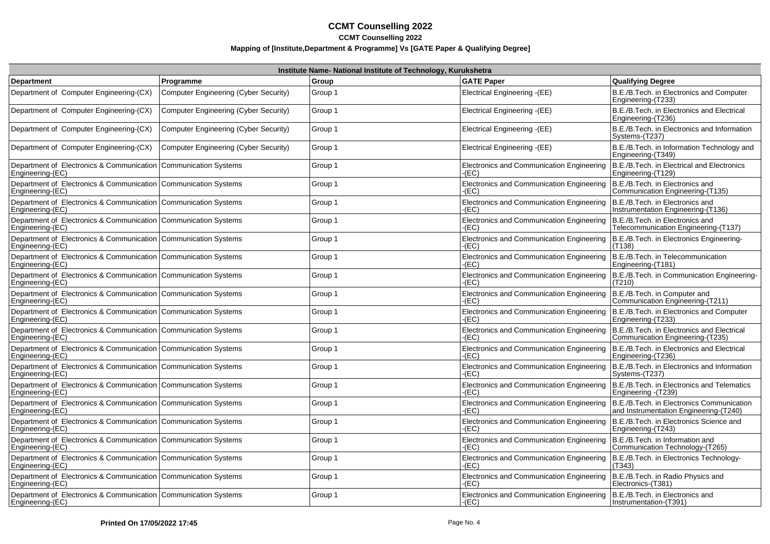# CCMT Counselling 2022

**CCMT Counselling 2022**

**Mapping of [Institute,Department & Programme] Vs [GATE Paper & Qualifying Degree]**

| Institute Name- National Institute of Technology, Kurukshetra | | | | |
|---|---|---|---|---|
| **Department** | **Programme** | **Group** | **GATE Paper** | **Qualifying Degree** |
| Department of Computer Engineering-(CX) | Computer Engineering (Cyber Security) | Group 1 | Electrical Engineering -(EE) | B.E./B.Tech. in Electronics and Computer Engineering-(T233) |
| Department of Computer Engineering-(CX) | Computer Engineering (Cyber Security) | Group 1 | Electrical Engineering -(EE) | B.E./B.Tech. in Electronics and Electrical Engineering-(T236) |
| Department of Computer Engineering-(CX) | Computer Engineering (Cyber Security) | Group 1 | Electrical Engineering -(EE) | B.E./B.Tech. in Electronics and Information Systems-(T237) |
| Department of Computer Engineering-(CX) | Computer Engineering (Cyber Security) | Group 1 | Electrical Engineering -(EE) | B.E./B.Tech. in Information Technology and Engineering-(T349) |
| Department of Electronics & Communication Engineering-(EC) | Communication Systems | Group 1 | Electronics and Communication Engineering -(EC) | B.E./B.Tech. in Electrical and Electronics Engineering-(T129) |
| Department of Electronics & Communication Engineering-(EC) | Communication Systems | Group 1 | Electronics and Communication Engineering -(EC) | B.E./B.Tech. in Electronics and Communication Engineering-(T135) |
| Department of Electronics & Communication Engineering-(EC) | Communication Systems | Group 1 | Electronics and Communication Engineering -(EC) | B.E./B.Tech. in Electronics and Instrumentation Engineering-(T136) |
| Department of Electronics & Communication Engineering-(EC) | Communication Systems | Group 1 | Electronics and Communication Engineering -(EC) | B.E./B.Tech. in Electronics and Telecommunication Engineering-(T137) |
| Department of Electronics & Communication Engineering-(EC) | Communication Systems | Group 1 | Electronics and Communication Engineering -(EC) | B.E./B.Tech. in Electronics Engineering-(T138) |
| Department of Electronics & Communication Engineering-(EC) | Communication Systems | Group 1 | Electronics and Communication Engineering -(EC) | B.E./B.Tech. in Telecommunication Engineering-(T181) |
| Department of Electronics & Communication Engineering-(EC) | Communication Systems | Group 1 | Electronics and Communication Engineering -(EC) | B.E./B.Tech. in Communication Engineering-(T210) |
| Department of Electronics & Communication Engineering-(EC) | Communication Systems | Group 1 | Electronics and Communication Engineering -(EC) | B.E./B.Tech. in Computer and Communication Engineering-(T211) |
| Department of Electronics & Communication Engineering-(EC) | Communication Systems | Group 1 | Electronics and Communication Engineering -(EC) | B.E./B.Tech. in Electronics and Computer Engineering-(T233) |
| Department of Electronics & Communication Engineering-(EC) | Communication Systems | Group 1 | Electronics and Communication Engineering -(EC) | B.E./B.Tech. in Electronics and Electrical Communication Engineering-(T235) |
| Department of Electronics & Communication Engineering-(EC) | Communication Systems | Group 1 | Electronics and Communication Engineering -(EC) | B.E./B.Tech. in Electronics and Electrical Engineering-(T236) |
| Department of Electronics & Communication Engineering-(EC) | Communication Systems | Group 1 | Electronics and Communication Engineering -(EC) | B.E./B.Tech. in Electronics and Information Systems-(T237) |
| Department of Electronics & Communication Engineering-(EC) | Communication Systems | Group 1 | Electronics and Communication Engineering -(EC) | B.E./B.Tech. in Electronics and Telematics Engineering -(T239) |
| Department of Electronics & Communication Engineering-(EC) | Communication Systems | Group 1 | Electronics and Communication Engineering -(EC) | B.E./B.Tech. in Electronics Communication and Instrumentation Engineering-(T240) |
| Department of Electronics & Communication Engineering-(EC) | Communication Systems | Group 1 | Electronics and Communication Engineering -(EC) | B.E./B.Tech. in Electronics Science and Engineering-(T243) |
| Department of Electronics & Communication Engineering-(EC) | Communication Systems | Group 1 | Electronics and Communication Engineering -(EC) | B.E./B.Tech. in Information and Communication Technology-(T265) |
| Department of Electronics & Communication Engineering-(EC) | Communication Systems | Group 1 | Electronics and Communication Engineering -(EC) | B.E./B.Tech. in Electronics Technology-(T343) |
| Department of Electronics & Communication Engineering-(EC) | Communication Systems | Group 1 | Electronics and Communication Engineering -(EC) | B.E./B.Tech. in Radio Physics and Electronics-(T381) |
| Department of Electronics & Communication Engineering-(EC) | Communication Systems | Group 1 | Electronics and Communication Engineering -(EC) | B.E./B.Tech. in Electronics and Instrumentation-(T391) |

**Printed On 17/05/2022 17:45**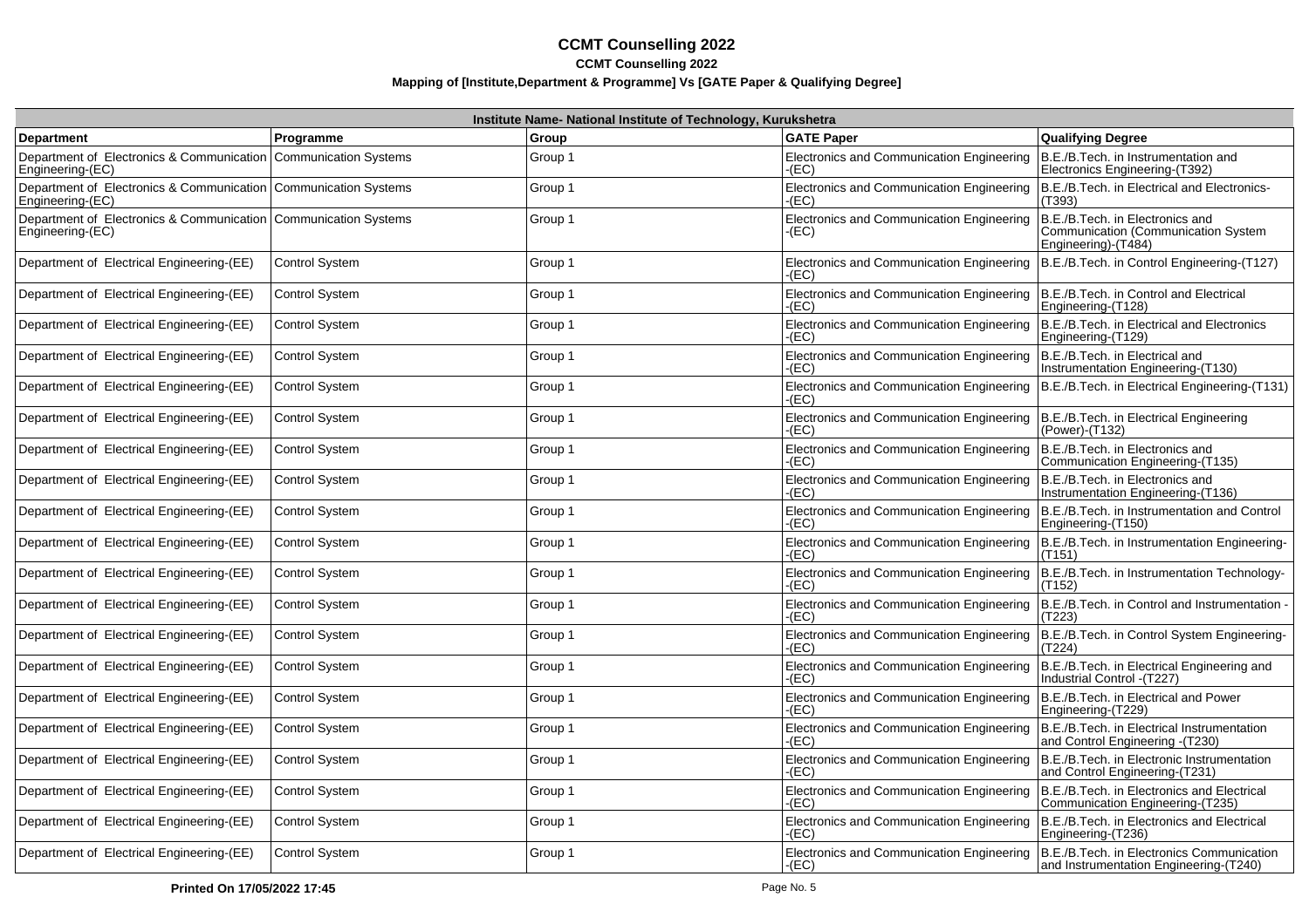# CCMT Counselling 2022

**CCMT Counselling 2022**

**Mapping of [Institute,Department & Programme] Vs [GATE Paper & Qualifying Degree]**

| Institute Name- National Institute of Technology, Kurukshetra | | | | |
|---|---|---|---|---|
| **Department** | **Programme** | **Group** | **GATE Paper** | **Qualifying Degree** |
| Department of Electronics & Communication Engineering-(EC) | Communication Systems | Group 1 | Electronics and Communication Engineering -(EC) | B.E./B.Tech. in Instrumentation and Electronics Engineering-(T392) |
| Department of Electronics & Communication Engineering-(EC) | Communication Systems | Group 1 | Electronics and Communication Engineering -(EC) | B.E./B.Tech. in Electrical and Electronics-(T393) |
| Department of Electronics & Communication Engineering-(EC) | Communication Systems | Group 1 | Electronics and Communication Engineering -(EC) | B.E./B.Tech. in Electronics and Communication (Communication System Engineering)-(T484) |
| Department of Electrical Engineering-(EE) | Control System | Group 1 | Electronics and Communication Engineering -(EC) | B.E./B.Tech. in Control Engineering-(T127) |
| Department of Electrical Engineering-(EE) | Control System | Group 1 | Electronics and Communication Engineering -(EC) | B.E./B.Tech. in Control and Electrical Engineering-(T128) |
| Department of Electrical Engineering-(EE) | Control System | Group 1 | Electronics and Communication Engineering -(EC) | B.E./B.Tech. in Electrical and Electronics Engineering-(T129) |
| Department of Electrical Engineering-(EE) | Control System | Group 1 | Electronics and Communication Engineering -(EC) | B.E./B.Tech. in Electrical and Instrumentation Engineering-(T130) |
| Department of Electrical Engineering-(EE) | Control System | Group 1 | Electronics and Communication Engineering -(EC) | B.E./B.Tech. in Electrical Engineering-(T131) |
| Department of Electrical Engineering-(EE) | Control System | Group 1 | Electronics and Communication Engineering -(EC) | B.E./B.Tech. in Electrical Engineering (Power)-(T132) |
| Department of Electrical Engineering-(EE) | Control System | Group 1 | Electronics and Communication Engineering -(EC) | B.E./B.Tech. in Electronics and Communication Engineering-(T135) |
| Department of Electrical Engineering-(EE) | Control System | Group 1 | Electronics and Communication Engineering -(EC) | B.E./B.Tech. in Electronics and Instrumentation Engineering-(T136) |
| Department of Electrical Engineering-(EE) | Control System | Group 1 | Electronics and Communication Engineering -(EC) | B.E./B.Tech. in Instrumentation and Control Engineering-(T150) |
| Department of Electrical Engineering-(EE) | Control System | Group 1 | Electronics and Communication Engineering -(EC) | B.E./B.Tech. in Instrumentation Engineering-(T151) |
| Department of Electrical Engineering-(EE) | Control System | Group 1 | Electronics and Communication Engineering -(EC) | B.E./B.Tech. in Instrumentation Technology-(T152) |
| Department of Electrical Engineering-(EE) | Control System | Group 1 | Electronics and Communication Engineering -(EC) | B.E./B.Tech. in Control and Instrumentation -(T223) |
| Department of Electrical Engineering-(EE) | Control System | Group 1 | Electronics and Communication Engineering -(EC) | B.E./B.Tech. in Control System Engineering-(T224) |
| Department of Electrical Engineering-(EE) | Control System | Group 1 | Electronics and Communication Engineering -(EC) | B.E./B.Tech. in Electrical Engineering and Industrial Control -(T227) |
| Department of Electrical Engineering-(EE) | Control System | Group 1 | Electronics and Communication Engineering -(EC) | B.E./B.Tech. in Electrical and Power Engineering-(T229) |
| Department of Electrical Engineering-(EE) | Control System | Group 1 | Electronics and Communication Engineering -(EC) | B.E./B.Tech. in Electrical Instrumentation and Control Engineering -(T230) |
| Department of Electrical Engineering-(EE) | Control System | Group 1 | Electronics and Communication Engineering -(EC) | B.E./B.Tech. in Electronic Instrumentation and Control Engineering-(T231) |
| Department of Electrical Engineering-(EE) | Control System | Group 1 | Electronics and Communication Engineering -(EC) | B.E./B.Tech. in Electronics and Electrical Communication Engineering-(T235) |
| Department of Electrical Engineering-(EE) | Control System | Group 1 | Electronics and Communication Engineering -(EC) | B.E./B.Tech. in Electronics and Electrical Engineering-(T236) |
| Department of Electrical Engineering-(EE) | Control System | Group 1 | Electronics and Communication Engineering -(EC) | B.E./B.Tech. in Electronics Communication and Instrumentation Engineering-(T240) |

**Printed On 17/05/2022 17:45**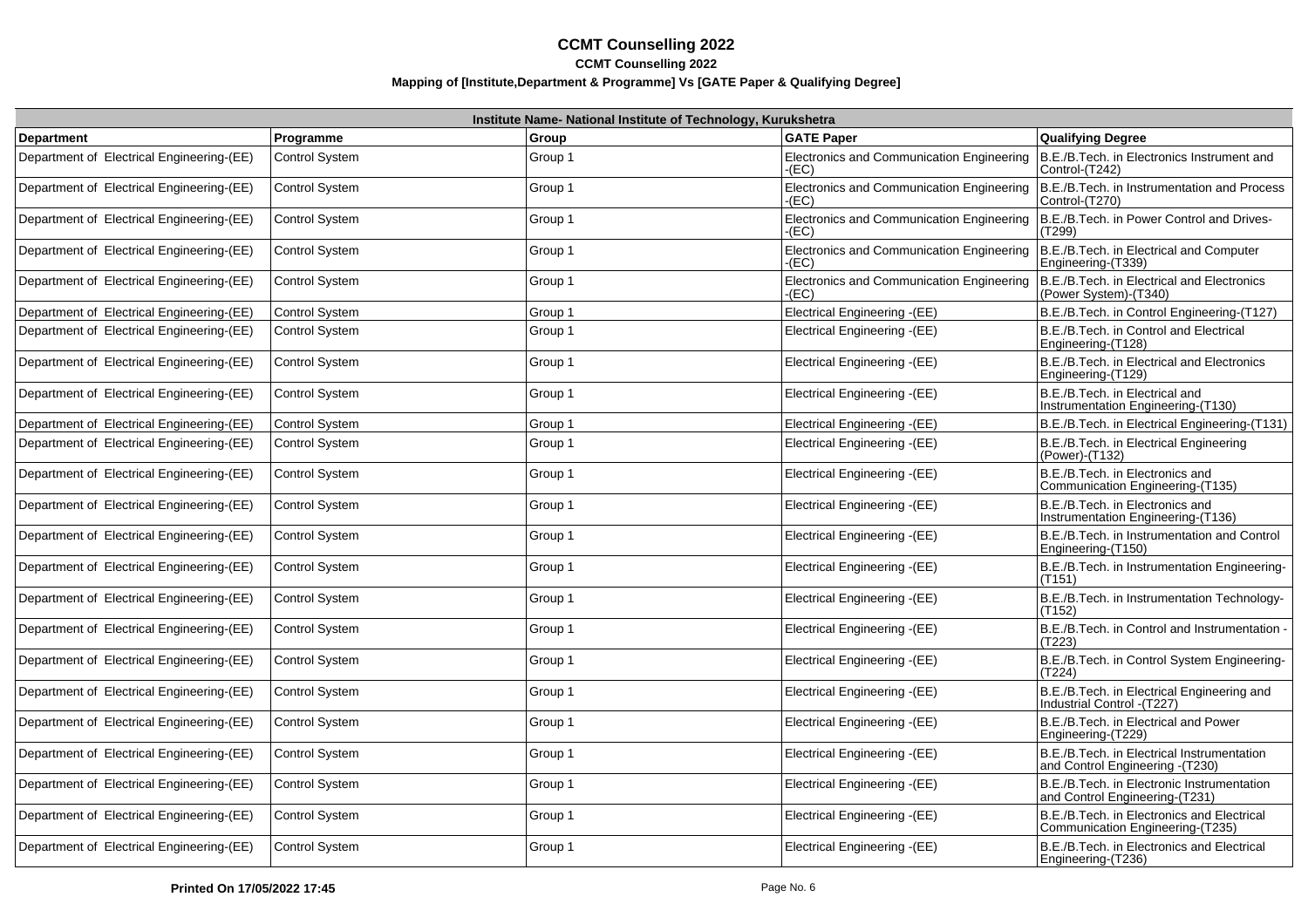# CCMT Counselling 2022

**CCMT Counselling 2022**

**Mapping of [Institute,Department & Programme] Vs [GATE Paper & Qualifying Degree]**

| Institute Name- National Institute of Technology, Kurukshetra | | | | |
|---|---|---|---|---|
| **Department** | **Programme** | **Group** | **GATE Paper** | **Qualifying Degree** |
| Department of Electrical Engineering-(EE) | Control System | Group 1 | Electronics and Communication Engineering -(EC) | B.E./B.Tech. in Electronics Instrument and Control-(T242) |
| Department of Electrical Engineering-(EE) | Control System | Group 1 | Electronics and Communication Engineering -(EC) | B.E./B.Tech. in Instrumentation and Process Control-(T270) |
| Department of Electrical Engineering-(EE) | Control System | Group 1 | Electronics and Communication Engineering -(EC) | B.E./B.Tech. in Power Control and Drives-(T299) |
| Department of Electrical Engineering-(EE) | Control System | Group 1 | Electronics and Communication Engineering -(EC) | B.E./B.Tech. in Electrical and Computer Engineering-(T339) |
| Department of Electrical Engineering-(EE) | Control System | Group 1 | Electronics and Communication Engineering -(EC) | B.E./B.Tech. in Electrical and Electronics (Power System)-(T340) |
| Department of Electrical Engineering-(EE) | Control System | Group 1 | Electrical Engineering -(EE) | B.E./B.Tech. in Control Engineering-(T127) |
| Department of Electrical Engineering-(EE) | Control System | Group 1 | Electrical Engineering -(EE) | B.E./B.Tech. in Control and Electrical Engineering-(T128) |
| Department of Electrical Engineering-(EE) | Control System | Group 1 | Electrical Engineering -(EE) | B.E./B.Tech. in Electrical and Electronics Engineering-(T129) |
| Department of Electrical Engineering-(EE) | Control System | Group 1 | Electrical Engineering -(EE) | B.E./B.Tech. in Electrical and Instrumentation Engineering-(T130) |
| Department of Electrical Engineering-(EE) | Control System | Group 1 | Electrical Engineering -(EE) | B.E./B.Tech. in Electrical Engineering-(T131) |
| Department of Electrical Engineering-(EE) | Control System | Group 1 | Electrical Engineering -(EE) | B.E./B.Tech. in Electrical Engineering (Power)-(T132) |
| Department of Electrical Engineering-(EE) | Control System | Group 1 | Electrical Engineering -(EE) | B.E./B.Tech. in Electronics and Communication Engineering-(T135) |
| Department of Electrical Engineering-(EE) | Control System | Group 1 | Electrical Engineering -(EE) | B.E./B.Tech. in Electronics and Instrumentation Engineering-(T136) |
| Department of Electrical Engineering-(EE) | Control System | Group 1 | Electrical Engineering -(EE) | B.E./B.Tech. in Instrumentation and Control Engineering-(T150) |
| Department of Electrical Engineering-(EE) | Control System | Group 1 | Electrical Engineering -(EE) | B.E./B.Tech. in Instrumentation Engineering-(T151) |
| Department of Electrical Engineering-(EE) | Control System | Group 1 | Electrical Engineering -(EE) | B.E./B.Tech. in Instrumentation Technology-(T152) |
| Department of Electrical Engineering-(EE) | Control System | Group 1 | Electrical Engineering -(EE) | B.E./B.Tech. in Control and Instrumentation -(T223) |
| Department of Electrical Engineering-(EE) | Control System | Group 1 | Electrical Engineering -(EE) | B.E./B.Tech. in Control System Engineering-(T224) |
| Department of Electrical Engineering-(EE) | Control System | Group 1 | Electrical Engineering -(EE) | B.E./B.Tech. in Electrical Engineering and Industrial Control -(T227) |
| Department of Electrical Engineering-(EE) | Control System | Group 1 | Electrical Engineering -(EE) | B.E./B.Tech. in Electrical and Power Engineering-(T229) |
| Department of Electrical Engineering-(EE) | Control System | Group 1 | Electrical Engineering -(EE) | B.E./B.Tech. in Electrical Instrumentation and Control Engineering -(T230) |
| Department of Electrical Engineering-(EE) | Control System | Group 1 | Electrical Engineering -(EE) | B.E./B.Tech. in Electronic Instrumentation and Control Engineering-(T231) |
| Department of Electrical Engineering-(EE) | Control System | Group 1 | Electrical Engineering -(EE) | B.E./B.Tech. in Electronics and Electrical Communication Engineering-(T235) |
| Department of Electrical Engineering-(EE) | Control System | Group 1 | Electrical Engineering -(EE) | B.E./B.Tech. in Electronics and Electrical Engineering-(T236) |

**Printed On 17/05/2022 17:45**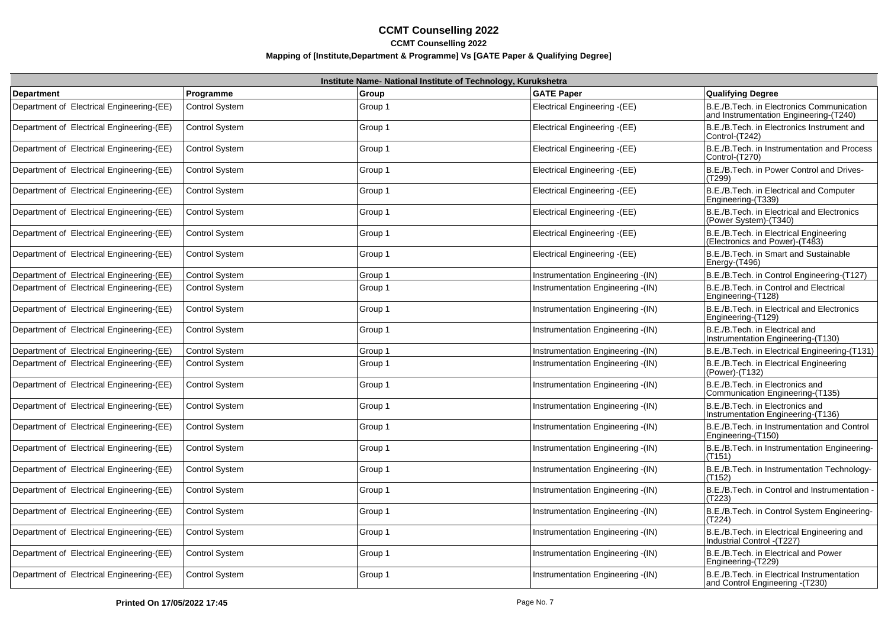# CCMT Counselling 2022

**CCMT Counselling 2022**

**Mapping of [Institute,Department & Programme] Vs [GATE Paper & Qualifying Degree]**

| Institute Name- National Institute of Technology, Kurukshetra | | | | |
|---|---|---|---|---|
| **Department** | **Programme** | **Group** | **GATE Paper** | **Qualifying Degree** |
| Department of Electrical Engineering-(EE) | Control System | Group 1 | Electrical Engineering -(EE) | B.E./B.Tech. in Electronics Communication and Instrumentation Engineering-(T240) |
| Department of Electrical Engineering-(EE) | Control System | Group 1 | Electrical Engineering -(EE) | B.E./B.Tech. in Electronics Instrument and Control-(T242) |
| Department of Electrical Engineering-(EE) | Control System | Group 1 | Electrical Engineering -(EE) | B.E./B.Tech. in Instrumentation and Process Control-(T270) |
| Department of Electrical Engineering-(EE) | Control System | Group 1 | Electrical Engineering -(EE) | B.E./B.Tech. in Power Control and Drives-(T299) |
| Department of Electrical Engineering-(EE) | Control System | Group 1 | Electrical Engineering -(EE) | B.E./B.Tech. in Electrical and Computer Engineering-(T339) |
| Department of Electrical Engineering-(EE) | Control System | Group 1 | Electrical Engineering -(EE) | B.E./B.Tech. in Electrical and Electronics (Power System)-(T340) |
| Department of Electrical Engineering-(EE) | Control System | Group 1 | Electrical Engineering -(EE) | B.E./B.Tech. in Electrical Engineering (Electronics and Power)-(T483) |
| Department of Electrical Engineering-(EE) | Control System | Group 1 | Electrical Engineering -(EE) | B.E./B.Tech. in Smart and Sustainable Energy-(T496) |
| Department of Electrical Engineering-(EE) | Control System | Group 1 | Instrumentation Engineering -(IN) | B.E./B.Tech. in Control Engineering-(T127) |
| Department of Electrical Engineering-(EE) | Control System | Group 1 | Instrumentation Engineering -(IN) | B.E./B.Tech. in Control and Electrical Engineering-(T128) |
| Department of Electrical Engineering-(EE) | Control System | Group 1 | Instrumentation Engineering -(IN) | B.E./B.Tech. in Electrical and Electronics Engineering-(T129) |
| Department of Electrical Engineering-(EE) | Control System | Group 1 | Instrumentation Engineering -(IN) | B.E./B.Tech. in Electrical and Instrumentation Engineering-(T130) |
| Department of Electrical Engineering-(EE) | Control System | Group 1 | Instrumentation Engineering -(IN) | B.E./B.Tech. in Electrical Engineering-(T131) |
| Department of Electrical Engineering-(EE) | Control System | Group 1 | Instrumentation Engineering -(IN) | B.E./B.Tech. in Electrical Engineering (Power)-(T132) |
| Department of Electrical Engineering-(EE) | Control System | Group 1 | Instrumentation Engineering -(IN) | B.E./B.Tech. in Electronics and Communication Engineering-(T135) |
| Department of Electrical Engineering-(EE) | Control System | Group 1 | Instrumentation Engineering -(IN) | B.E./B.Tech. in Electronics and Instrumentation Engineering-(T136) |
| Department of Electrical Engineering-(EE) | Control System | Group 1 | Instrumentation Engineering -(IN) | B.E./B.Tech. in Instrumentation and Control Engineering-(T150) |
| Department of Electrical Engineering-(EE) | Control System | Group 1 | Instrumentation Engineering -(IN) | B.E./B.Tech. in Instrumentation Engineering-(T151) |
| Department of Electrical Engineering-(EE) | Control System | Group 1 | Instrumentation Engineering -(IN) | B.E./B.Tech. in Instrumentation Technology-(T152) |
| Department of Electrical Engineering-(EE) | Control System | Group 1 | Instrumentation Engineering -(IN) | B.E./B.Tech. in Control and Instrumentation -(T223) |
| Department of Electrical Engineering-(EE) | Control System | Group 1 | Instrumentation Engineering -(IN) | B.E./B.Tech. in Control System Engineering-(T224) |
| Department of Electrical Engineering-(EE) | Control System | Group 1 | Instrumentation Engineering -(IN) | B.E./B.Tech. in Electrical Engineering and Industrial Control -(T227) |
| Department of Electrical Engineering-(EE) | Control System | Group 1 | Instrumentation Engineering -(IN) | B.E./B.Tech. in Electrical and Power Engineering-(T229) |
| Department of Electrical Engineering-(EE) | Control System | Group 1 | Instrumentation Engineering -(IN) | B.E./B.Tech. in Electrical Instrumentation and Control Engineering -(T230) |

**Printed On 17/05/2022 17:45**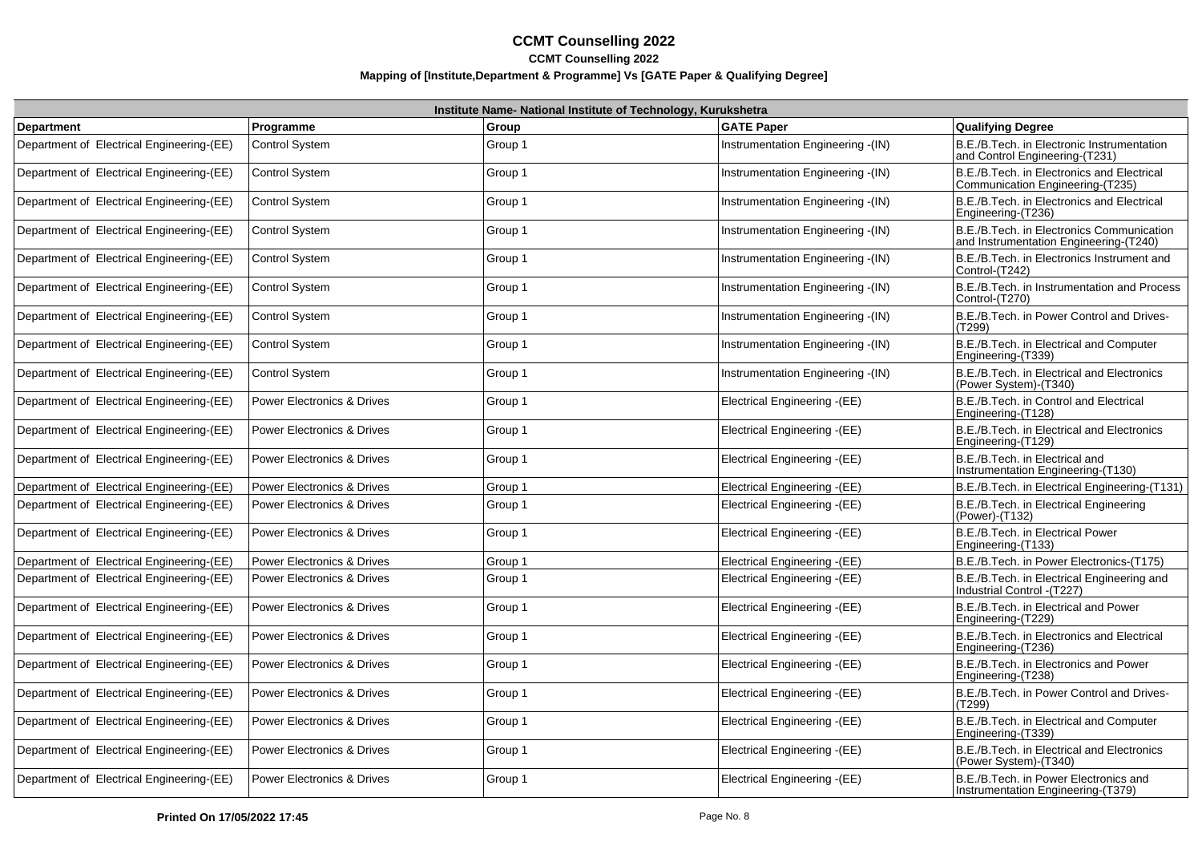# CCMT Counselling 2022

**CCMT Counselling 2022**

**Mapping of [Institute,Department & Programme] Vs [GATE Paper & Qualifying Degree]**

| Institute Name- National Institute of Technology, Kurukshetra | | | | |
|---|---|---|---|---|
| **Department** | **Programme** | **Group** | **GATE Paper** | **Qualifying Degree** |
| Department of Electrical Engineering-(EE) | Control System | Group 1 | Instrumentation Engineering -(IN) | B.E./B.Tech. in Electronic Instrumentation and Control Engineering-(T231) |
| Department of Electrical Engineering-(EE) | Control System | Group 1 | Instrumentation Engineering -(IN) | B.E./B.Tech. in Electronics and Electrical Communication Engineering-(T235) |
| Department of Electrical Engineering-(EE) | Control System | Group 1 | Instrumentation Engineering -(IN) | B.E./B.Tech. in Electronics and Electrical Engineering-(T236) |
| Department of Electrical Engineering-(EE) | Control System | Group 1 | Instrumentation Engineering -(IN) | B.E./B.Tech. in Electronics Communication and Instrumentation Engineering-(T240) |
| Department of Electrical Engineering-(EE) | Control System | Group 1 | Instrumentation Engineering -(IN) | B.E./B.Tech. in Electronics Instrument and Control-(T242) |
| Department of Electrical Engineering-(EE) | Control System | Group 1 | Instrumentation Engineering -(IN) | B.E./B.Tech. in Instrumentation and Process Control-(T270) |
| Department of Electrical Engineering-(EE) | Control System | Group 1 | Instrumentation Engineering -(IN) | B.E./B.Tech. in Power Control and Drives-(T299) |
| Department of Electrical Engineering-(EE) | Control System | Group 1 | Instrumentation Engineering -(IN) | B.E./B.Tech. in Electrical and Computer Engineering-(T339) |
| Department of Electrical Engineering-(EE) | Control System | Group 1 | Instrumentation Engineering -(IN) | B.E./B.Tech. in Electrical and Electronics (Power System)-(T340) |
| Department of Electrical Engineering-(EE) | Power Electronics & Drives | Group 1 | Electrical Engineering -(EE) | B.E./B.Tech. in Control and Electrical Engineering-(T128) |
| Department of Electrical Engineering-(EE) | Power Electronics & Drives | Group 1 | Electrical Engineering -(EE) | B.E./B.Tech. in Electrical and Electronics Engineering-(T129) |
| Department of Electrical Engineering-(EE) | Power Electronics & Drives | Group 1 | Electrical Engineering -(EE) | B.E./B.Tech. in Electrical and Instrumentation Engineering-(T130) |
| Department of Electrical Engineering-(EE) | Power Electronics & Drives | Group 1 | Electrical Engineering -(EE) | B.E./B.Tech. in Electrical Engineering-(T131) |
| Department of Electrical Engineering-(EE) | Power Electronics & Drives | Group 1 | Electrical Engineering -(EE) | B.E./B.Tech. in Electrical Engineering (Power)-(T132) |
| Department of Electrical Engineering-(EE) | Power Electronics & Drives | Group 1 | Electrical Engineering -(EE) | B.E./B.Tech. in Electrical Power Engineering-(T133) |
| Department of Electrical Engineering-(EE) | Power Electronics & Drives | Group 1 | Electrical Engineering -(EE) | B.E./B.Tech. in Power Electronics-(T175) |
| Department of Electrical Engineering-(EE) | Power Electronics & Drives | Group 1 | Electrical Engineering -(EE) | B.E./B.Tech. in Electrical Engineering and Industrial Control -(T227) |
| Department of Electrical Engineering-(EE) | Power Electronics & Drives | Group 1 | Electrical Engineering -(EE) | B.E./B.Tech. in Electrical and Power Engineering-(T229) |
| Department of Electrical Engineering-(EE) | Power Electronics & Drives | Group 1 | Electrical Engineering -(EE) | B.E./B.Tech. in Electronics and Electrical Engineering-(T236) |
| Department of Electrical Engineering-(EE) | Power Electronics & Drives | Group 1 | Electrical Engineering -(EE) | B.E./B.Tech. in Electronics and Power Engineering-(T238) |
| Department of Electrical Engineering-(EE) | Power Electronics & Drives | Group 1 | Electrical Engineering -(EE) | B.E./B.Tech. in Power Control and Drives-(T299) |
| Department of Electrical Engineering-(EE) | Power Electronics & Drives | Group 1 | Electrical Engineering -(EE) | B.E./B.Tech. in Electrical and Computer Engineering-(T339) |
| Department of Electrical Engineering-(EE) | Power Electronics & Drives | Group 1 | Electrical Engineering -(EE) | B.E./B.Tech. in Electrical and Electronics (Power System)-(T340) |
| Department of Electrical Engineering-(EE) | Power Electronics & Drives | Group 1 | Electrical Engineering -(EE) | B.E./B.Tech. in Power Electronics and Instrumentation Engineering-(T379) |

**Printed On 17/05/2022 17:45**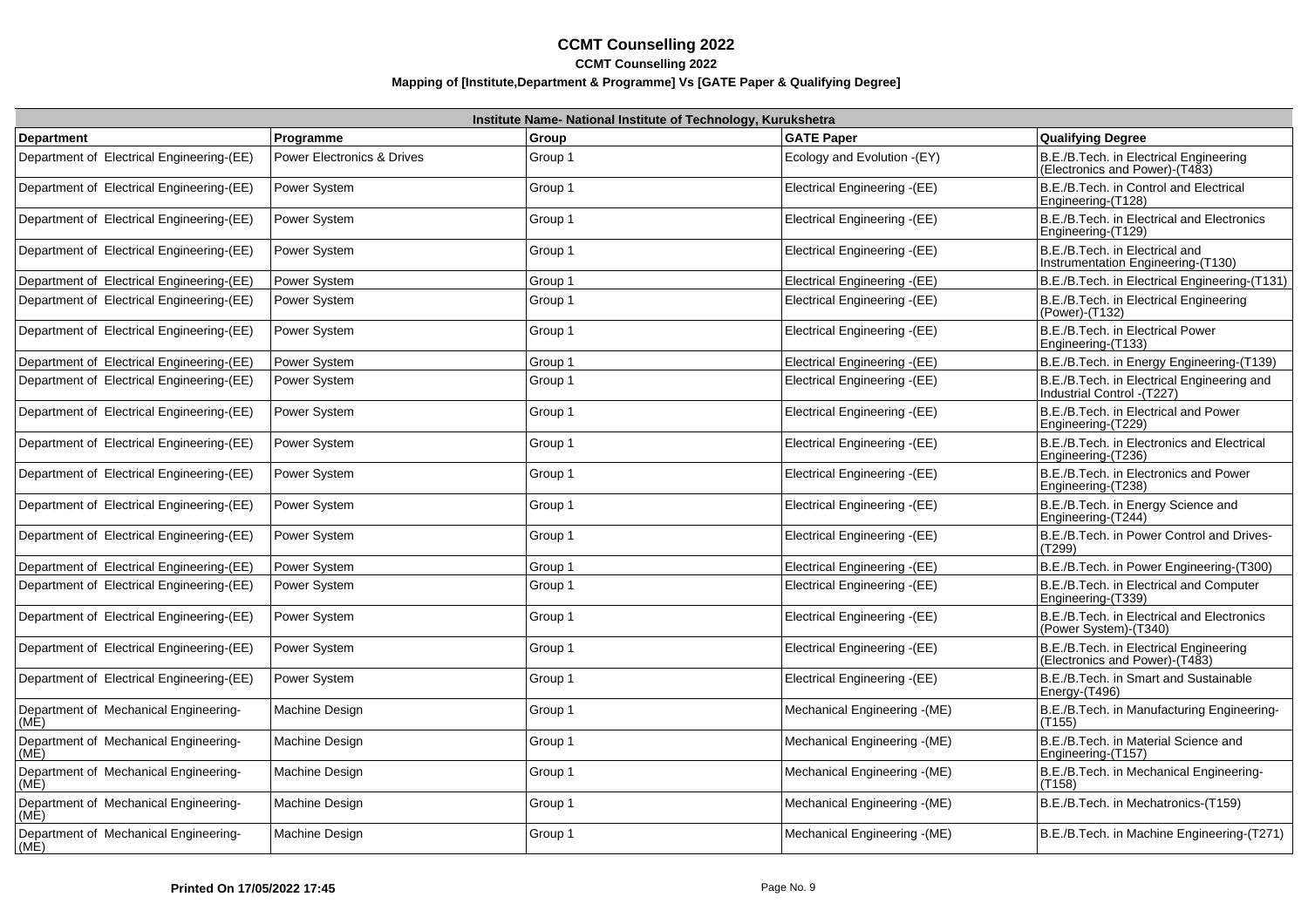# CCMT Counselling 2022

## CCMT Counselling 2022

### Mapping of [Institute,Department & Programme] Vs [GATE Paper & Qualifying Degree]

| Institute Name- National Institute of Technology, Kurukshetra | | | | |
|---|---|---|---|---|
| **Department** | **Programme** | **Group** | **GATE Paper** | **Qualifying Degree** |
| Department of Electrical Engineering-(EE) | Power Electronics & Drives | Group 1 | Ecology and Evolution -(EY) | B.E./B.Tech. in Electrical Engineering (Electronics and Power)-(T483) |
| Department of Electrical Engineering-(EE) | Power System | Group 1 | Electrical Engineering -(EE) | B.E./B.Tech. in Control and Electrical Engineering-(T128) |
| Department of Electrical Engineering-(EE) | Power System | Group 1 | Electrical Engineering -(EE) | B.E./B.Tech. in Electrical and Electronics Engineering-(T129) |
| Department of Electrical Engineering-(EE) | Power System | Group 1 | Electrical Engineering -(EE) | B.E./B.Tech. in Electrical and Instrumentation Engineering-(T130) |
| Department of Electrical Engineering-(EE) | Power System | Group 1 | Electrical Engineering -(EE) | B.E./B.Tech. in Electrical Engineering-(T131) |
| Department of Electrical Engineering-(EE) | Power System | Group 1 | Electrical Engineering -(EE) | B.E./B.Tech. in Electrical Engineering (Power)-(T132) |
| Department of Electrical Engineering-(EE) | Power System | Group 1 | Electrical Engineering -(EE) | B.E./B.Tech. in Electrical Power Engineering-(T133) |
| Department of Electrical Engineering-(EE) | Power System | Group 1 | Electrical Engineering -(EE) | B.E./B.Tech. in Energy Engineering-(T139) |
| Department of Electrical Engineering-(EE) | Power System | Group 1 | Electrical Engineering -(EE) | B.E./B.Tech. in Electrical Engineering and Industrial Control -(T227) |
| Department of Electrical Engineering-(EE) | Power System | Group 1 | Electrical Engineering -(EE) | B.E./B.Tech. in Electrical and Power Engineering-(T229) |
| Department of Electrical Engineering-(EE) | Power System | Group 1 | Electrical Engineering -(EE) | B.E./B.Tech. in Electronics and Electrical Engineering-(T236) |
| Department of Electrical Engineering-(EE) | Power System | Group 1 | Electrical Engineering -(EE) | B.E./B.Tech. in Electronics and Power Engineering-(T238) |
| Department of Electrical Engineering-(EE) | Power System | Group 1 | Electrical Engineering -(EE) | B.E./B.Tech. in Energy Science and Engineering-(T244) |
| Department of Electrical Engineering-(EE) | Power System | Group 1 | Electrical Engineering -(EE) | B.E./B.Tech. in Power Control and Drives-(T299) |
| Department of Electrical Engineering-(EE) | Power System | Group 1 | Electrical Engineering -(EE) | B.E./B.Tech. in Power Engineering-(T300) |
| Department of Electrical Engineering-(EE) | Power System | Group 1 | Electrical Engineering -(EE) | B.E./B.Tech. in Electrical and Computer Engineering-(T339) |
| Department of Electrical Engineering-(EE) | Power System | Group 1 | Electrical Engineering -(EE) | B.E./B.Tech. in Electrical and Electronics (Power System)-(T340) |
| Department of Electrical Engineering-(EE) | Power System | Group 1 | Electrical Engineering -(EE) | B.E./B.Tech. in Electrical Engineering (Electronics and Power)-(T483) |
| Department of Electrical Engineering-(EE) | Power System | Group 1 | Electrical Engineering -(EE) | B.E./B.Tech. in Smart and Sustainable Energy-(T496) |
| Department of Mechanical Engineering-(ME) | Machine Design | Group 1 | Mechanical Engineering -(ME) | B.E./B.Tech. in Manufacturing Engineering-(T155) |
| Department of Mechanical Engineering-(ME) | Machine Design | Group 1 | Mechanical Engineering -(ME) | B.E./B.Tech. in Material Science and Engineering-(T157) |
| Department of Mechanical Engineering-(ME) | Machine Design | Group 1 | Mechanical Engineering -(ME) | B.E./B.Tech. in Mechanical Engineering-(T158) |
| Department of Mechanical Engineering-(ME) | Machine Design | Group 1 | Mechanical Engineering -(ME) | B.E./B.Tech. in Mechatronics-(T159) |
| Department of Mechanical Engineering-(ME) | Machine Design | Group 1 | Mechanical Engineering -(ME) | B.E./B.Tech. in Machine Engineering-(T271) |

**Printed On 17/05/2022 17:45**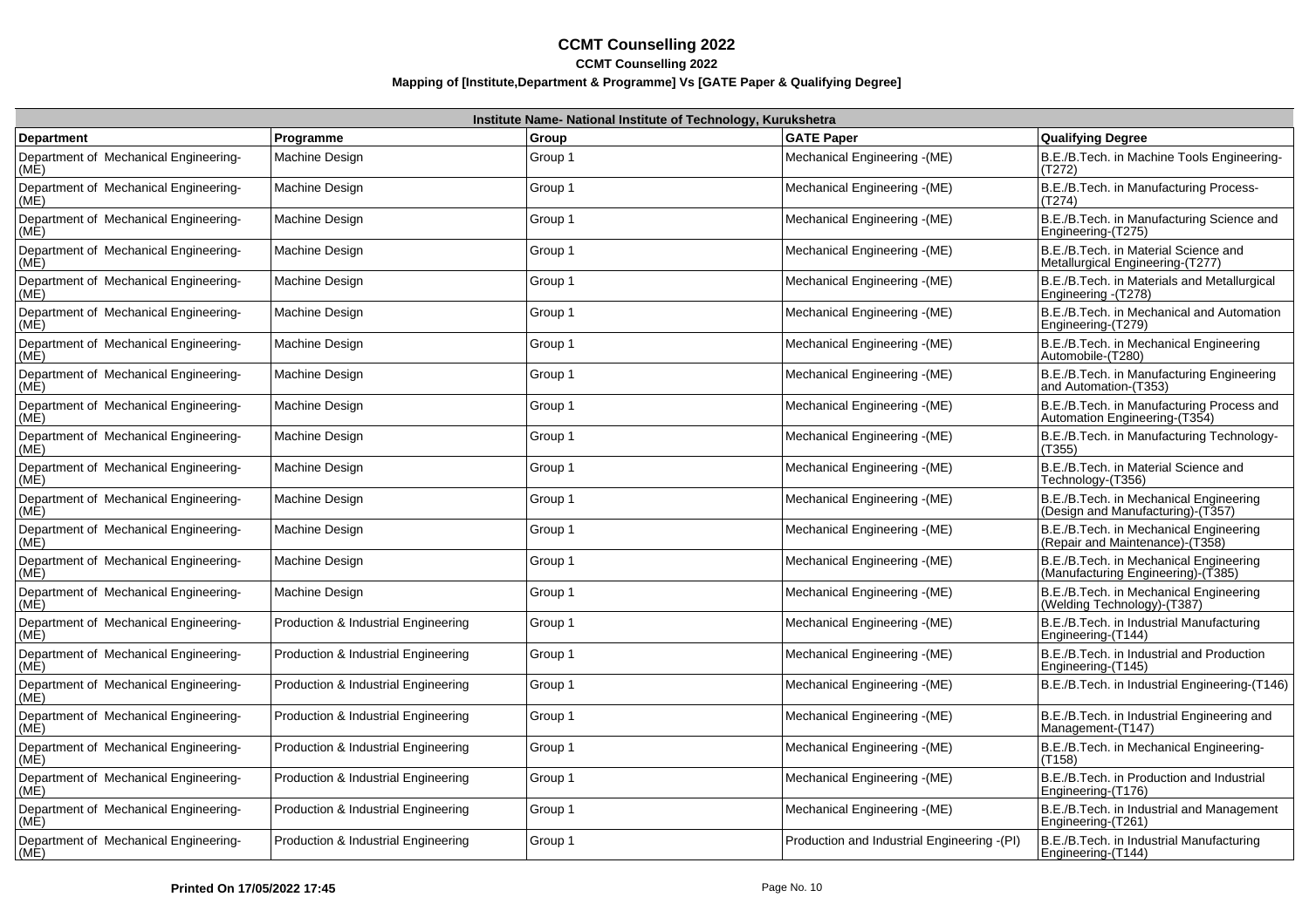# CCMT Counselling 2022

**CCMT Counselling 2022**

**Mapping of [Institute,Department & Programme] Vs [GATE Paper & Qualifying Degree]**

| Institute Name- National Institute of Technology, Kurukshetra | | | | |
|---|---|---|---|---|
| **Department** | **Programme** | **Group** | **GATE Paper** | **Qualifying Degree** |
| Department of Mechanical Engineering-(ME) | Machine Design | Group 1 | Mechanical Engineering -(ME) | B.E./B.Tech. in Machine Tools Engineering-(T272) |
| Department of Mechanical Engineering-(ME) | Machine Design | Group 1 | Mechanical Engineering -(ME) | B.E./B.Tech. in Manufacturing Process-(T274) |
| Department of Mechanical Engineering-(ME) | Machine Design | Group 1 | Mechanical Engineering -(ME) | B.E./B.Tech. in Manufacturing Science and Engineering-(T275) |
| Department of Mechanical Engineering-(ME) | Machine Design | Group 1 | Mechanical Engineering -(ME) | B.E./B.Tech. in Material Science and Metallurgical Engineering-(T277) |
| Department of Mechanical Engineering-(ME) | Machine Design | Group 1 | Mechanical Engineering -(ME) | B.E./B.Tech. in Materials and Metallurgical Engineering -(T278) |
| Department of Mechanical Engineering-(ME) | Machine Design | Group 1 | Mechanical Engineering -(ME) | B.E./B.Tech. in Mechanical and Automation Engineering-(T279) |
| Department of Mechanical Engineering-(ME) | Machine Design | Group 1 | Mechanical Engineering -(ME) | B.E./B.Tech. in Mechanical Engineering Automobile-(T280) |
| Department of Mechanical Engineering-(ME) | Machine Design | Group 1 | Mechanical Engineering -(ME) | B.E./B.Tech. in Manufacturing Engineering and Automation-(T353) |
| Department of Mechanical Engineering-(ME) | Machine Design | Group 1 | Mechanical Engineering -(ME) | B.E./B.Tech. in Manufacturing Process and Automation Engineering-(T354) |
| Department of Mechanical Engineering-(ME) | Machine Design | Group 1 | Mechanical Engineering -(ME) | B.E./B.Tech. in Manufacturing Technology-(T355) |
| Department of Mechanical Engineering-(ME) | Machine Design | Group 1 | Mechanical Engineering -(ME) | B.E./B.Tech. in Material Science and Technology-(T356) |
| Department of Mechanical Engineering-(ME) | Machine Design | Group 1 | Mechanical Engineering -(ME) | B.E./B.Tech. in Mechanical Engineering (Design and Manufacturing)-(T357) |
| Department of Mechanical Engineering-(ME) | Machine Design | Group 1 | Mechanical Engineering -(ME) | B.E./B.Tech. in Mechanical Engineering (Repair and Maintenance)-(T358) |
| Department of Mechanical Engineering-(ME) | Machine Design | Group 1 | Mechanical Engineering -(ME) | B.E./B.Tech. in Mechanical Engineering (Manufacturing Engineering)-(T385) |
| Department of Mechanical Engineering-(ME) | Machine Design | Group 1 | Mechanical Engineering -(ME) | B.E./B.Tech. in Mechanical Engineering (Welding Technology)-(T387) |
| Department of Mechanical Engineering-(ME) | Production & Industrial Engineering | Group 1 | Mechanical Engineering -(ME) | B.E./B.Tech. in Industrial Manufacturing Engineering-(T144) |
| Department of Mechanical Engineering-(ME) | Production & Industrial Engineering | Group 1 | Mechanical Engineering -(ME) | B.E./B.Tech. in Industrial and Production Engineering-(T145) |
| Department of Mechanical Engineering-(ME) | Production & Industrial Engineering | Group 1 | Mechanical Engineering -(ME) | B.E./B.Tech. in Industrial Engineering-(T146) |
| Department of Mechanical Engineering-(ME) | Production & Industrial Engineering | Group 1 | Mechanical Engineering -(ME) | B.E./B.Tech. in Industrial Engineering and Management-(T147) |
| Department of Mechanical Engineering-(ME) | Production & Industrial Engineering | Group 1 | Mechanical Engineering -(ME) | B.E./B.Tech. in Mechanical Engineering-(T158) |
| Department of Mechanical Engineering-(ME) | Production & Industrial Engineering | Group 1 | Mechanical Engineering -(ME) | B.E./B.Tech. in Production and Industrial Engineering-(T176) |
| Department of Mechanical Engineering-(ME) | Production & Industrial Engineering | Group 1 | Mechanical Engineering -(ME) | B.E./B.Tech. in Industrial and Management Engineering-(T261) |
| Department of Mechanical Engineering-(ME) | Production & Industrial Engineering | Group 1 | Production and Industrial Engineering -(PI) | B.E./B.Tech. in Industrial Manufacturing Engineering-(T144) |

**Printed On 17/05/2022 17:45**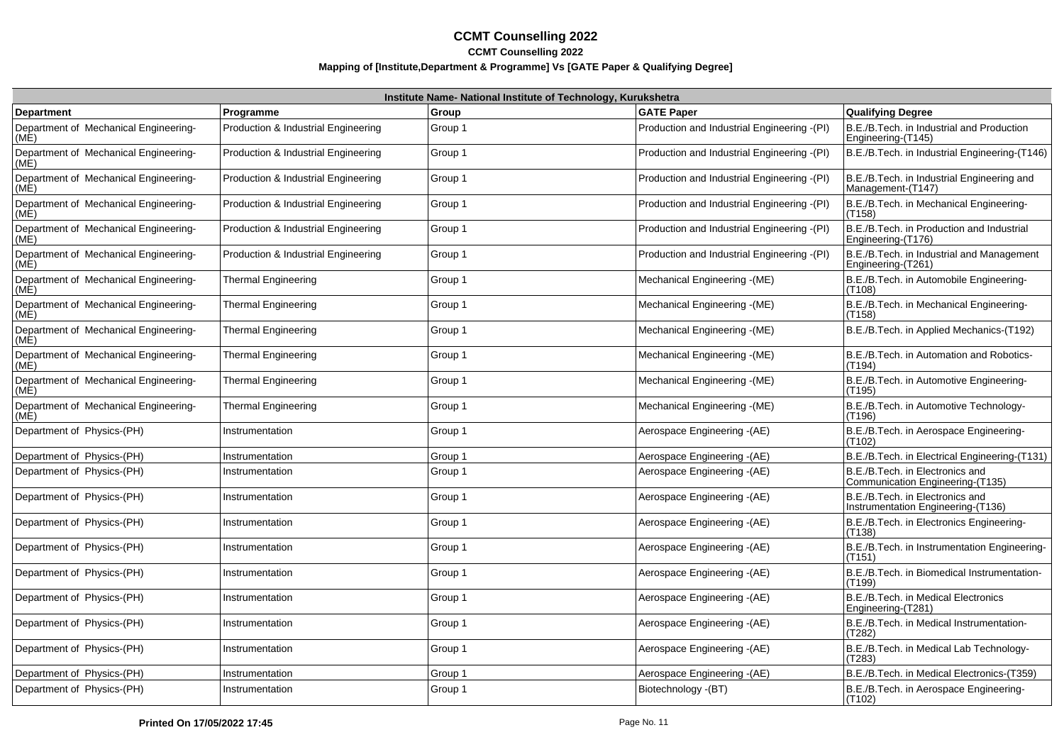# CCMT Counselling 2022

**CCMT Counselling 2022**

**Mapping of [Institute,Department & Programme] Vs [GATE Paper & Qualifying Degree]**

| Institute Name- National Institute of Technology, Kurukshetra | | | | |
|---|---|---|---|---|
| **Department** | **Programme** | **Group** | **GATE Paper** | **Qualifying Degree** |
| Department of Mechanical Engineering-(ME) | Production & Industrial Engineering | Group 1 | Production and Industrial Engineering -(PI) | B.E./B.Tech. in Industrial and Production Engineering-(T145) |
| Department of Mechanical Engineering-(ME) | Production & Industrial Engineering | Group 1 | Production and Industrial Engineering -(PI) | B.E./B.Tech. in Industrial Engineering-(T146) |
| Department of Mechanical Engineering-(ME) | Production & Industrial Engineering | Group 1 | Production and Industrial Engineering -(PI) | B.E./B.Tech. in Industrial Engineering and Management-(T147) |
| Department of Mechanical Engineering-(ME) | Production & Industrial Engineering | Group 1 | Production and Industrial Engineering -(PI) | B.E./B.Tech. in Mechanical Engineering-(T158) |
| Department of Mechanical Engineering-(ME) | Production & Industrial Engineering | Group 1 | Production and Industrial Engineering -(PI) | B.E./B.Tech. in Production and Industrial Engineering-(T176) |
| Department of Mechanical Engineering-(ME) | Production & Industrial Engineering | Group 1 | Production and Industrial Engineering -(PI) | B.E./B.Tech. in Industrial and Management Engineering-(T261) |
| Department of Mechanical Engineering-(ME) | Thermal Engineering | Group 1 | Mechanical Engineering -(ME) | B.E./B.Tech. in Automobile Engineering-(T108) |
| Department of Mechanical Engineering-(ME) | Thermal Engineering | Group 1 | Mechanical Engineering -(ME) | B.E./B.Tech. in Mechanical Engineering-(T158) |
| Department of Mechanical Engineering-(ME) | Thermal Engineering | Group 1 | Mechanical Engineering -(ME) | B.E./B.Tech. in Applied Mechanics-(T192) |
| Department of Mechanical Engineering-(ME) | Thermal Engineering | Group 1 | Mechanical Engineering -(ME) | B.E./B.Tech. in Automation and Robotics-(T194) |
| Department of Mechanical Engineering-(ME) | Thermal Engineering | Group 1 | Mechanical Engineering -(ME) | B.E./B.Tech. in Automotive Engineering-(T195) |
| Department of Mechanical Engineering-(ME) | Thermal Engineering | Group 1 | Mechanical Engineering -(ME) | B.E./B.Tech. in Automotive Technology-(T196) |
| Department of Physics-(PH) | Instrumentation | Group 1 | Aerospace Engineering -(AE) | B.E./B.Tech. in Aerospace Engineering-(T102) |
| Department of Physics-(PH) | Instrumentation | Group 1 | Aerospace Engineering -(AE) | B.E./B.Tech. in Electrical Engineering-(T131) |
| Department of Physics-(PH) | Instrumentation | Group 1 | Aerospace Engineering -(AE) | B.E./B.Tech. in Electronics and Communication Engineering-(T135) |
| Department of Physics-(PH) | Instrumentation | Group 1 | Aerospace Engineering -(AE) | B.E./B.Tech. in Electronics and Instrumentation Engineering-(T136) |
| Department of Physics-(PH) | Instrumentation | Group 1 | Aerospace Engineering -(AE) | B.E./B.Tech. in Electronics Engineering-(T138) |
| Department of Physics-(PH) | Instrumentation | Group 1 | Aerospace Engineering -(AE) | B.E./B.Tech. in Instrumentation Engineering-(T151) |
| Department of Physics-(PH) | Instrumentation | Group 1 | Aerospace Engineering -(AE) | B.E./B.Tech. in Biomedical Instrumentation-(T199) |
| Department of Physics-(PH) | Instrumentation | Group 1 | Aerospace Engineering -(AE) | B.E./B.Tech. in Medical Electronics Engineering-(T281) |
| Department of Physics-(PH) | Instrumentation | Group 1 | Aerospace Engineering -(AE) | B.E./B.Tech. in Medical Instrumentation-(T282) |
| Department of Physics-(PH) | Instrumentation | Group 1 | Aerospace Engineering -(AE) | B.E./B.Tech. in Medical Lab Technology-(T283) |
| Department of Physics-(PH) | Instrumentation | Group 1 | Aerospace Engineering -(AE) | B.E./B.Tech. in Medical Electronics-(T359) |
| Department of Physics-(PH) | Instrumentation | Group 1 | Biotechnology -(BT) | B.E./B.Tech. in Aerospace Engineering-(T102) |

**Printed On 17/05/2022 17:45**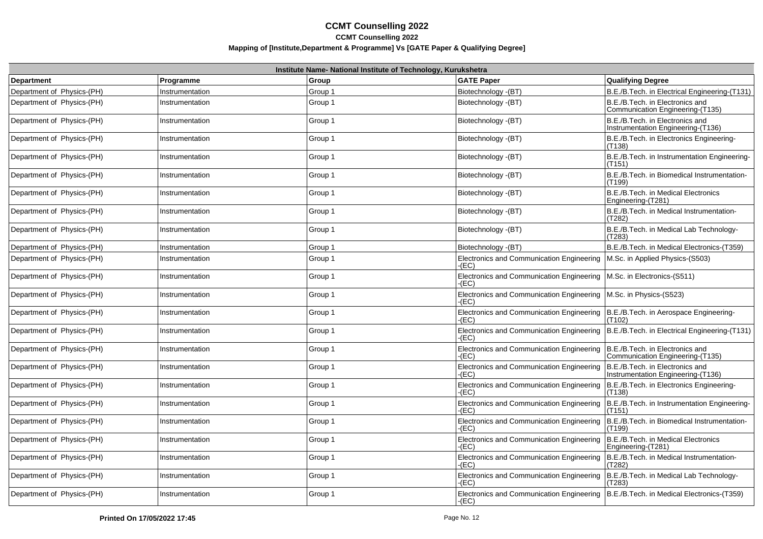# CCMT Counselling 2022

**CCMT Counselling 2022**

**Mapping of [Institute,Department & Programme] Vs [GATE Paper & Qualifying Degree]**

| **Institute Name- National Institute of Technology, Kurukshetra** | | | | |
|---|---|---|---|---|
| **Department** | **Programme** | **Group** | **GATE Paper** | **Qualifying Degree** |
| Department of Physics-(PH) | Instrumentation | Group 1 | Biotechnology -(BT) | B.E./B.Tech. in Electrical Engineering-(T131) |
| Department of Physics-(PH) | Instrumentation | Group 1 | Biotechnology -(BT) | B.E./B.Tech. in Electronics and Communication Engineering-(T135) |
| Department of Physics-(PH) | Instrumentation | Group 1 | Biotechnology -(BT) | B.E./B.Tech. in Electronics and Instrumentation Engineering-(T136) |
| Department of Physics-(PH) | Instrumentation | Group 1 | Biotechnology -(BT) | B.E./B.Tech. in Electronics Engineering-(T138) |
| Department of Physics-(PH) | Instrumentation | Group 1 | Biotechnology -(BT) | B.E./B.Tech. in Instrumentation Engineering-(T151) |
| Department of Physics-(PH) | Instrumentation | Group 1 | Biotechnology -(BT) | B.E./B.Tech. in Biomedical Instrumentation-(T199) |
| Department of Physics-(PH) | Instrumentation | Group 1 | Biotechnology -(BT) | B.E./B.Tech. in Medical Electronics Engineering-(T281) |
| Department of Physics-(PH) | Instrumentation | Group 1 | Biotechnology -(BT) | B.E./B.Tech. in Medical Instrumentation-(T282) |
| Department of Physics-(PH) | Instrumentation | Group 1 | Biotechnology -(BT) | B.E./B.Tech. in Medical Lab Technology-(T283) |
| Department of Physics-(PH) | Instrumentation | Group 1 | Biotechnology -(BT) | B.E./B.Tech. in Medical Electronics-(T359) |
| Department of Physics-(PH) | Instrumentation | Group 1 | Electronics and Communication Engineering -(EC) | M.Sc. in Applied Physics-(S503) |
| Department of Physics-(PH) | Instrumentation | Group 1 | Electronics and Communication Engineering -(EC) | M.Sc. in Electronics-(S511) |
| Department of Physics-(PH) | Instrumentation | Group 1 | Electronics and Communication Engineering -(EC) | M.Sc. in Physics-(S523) |
| Department of Physics-(PH) | Instrumentation | Group 1 | Electronics and Communication Engineering -(EC) | B.E./B.Tech. in Aerospace Engineering-(T102) |
| Department of Physics-(PH) | Instrumentation | Group 1 | Electronics and Communication Engineering -(EC) | B.E./B.Tech. in Electrical Engineering-(T131) |
| Department of Physics-(PH) | Instrumentation | Group 1 | Electronics and Communication Engineering -(EC) | B.E./B.Tech. in Electronics and Communication Engineering-(T135) |
| Department of Physics-(PH) | Instrumentation | Group 1 | Electronics and Communication Engineering -(EC) | B.E./B.Tech. in Electronics and Instrumentation Engineering-(T136) |
| Department of Physics-(PH) | Instrumentation | Group 1 | Electronics and Communication Engineering -(EC) | B.E./B.Tech. in Electronics Engineering-(T138) |
| Department of Physics-(PH) | Instrumentation | Group 1 | Electronics and Communication Engineering -(EC) | B.E./B.Tech. in Instrumentation Engineering-(T151) |
| Department of Physics-(PH) | Instrumentation | Group 1 | Electronics and Communication Engineering -(EC) | B.E./B.Tech. in Biomedical Instrumentation-(T199) |
| Department of Physics-(PH) | Instrumentation | Group 1 | Electronics and Communication Engineering -(EC) | B.E./B.Tech. in Medical Electronics Engineering-(T281) |
| Department of Physics-(PH) | Instrumentation | Group 1 | Electronics and Communication Engineering -(EC) | B.E./B.Tech. in Medical Instrumentation-(T282) |
| Department of Physics-(PH) | Instrumentation | Group 1 | Electronics and Communication Engineering -(EC) | B.E./B.Tech. in Medical Lab Technology-(T283) |
| Department of Physics-(PH) | Instrumentation | Group 1 | Electronics and Communication Engineering -(EC) | B.E./B.Tech. in Medical Electronics-(T359) |

**Printed On 17/05/2022 17:45**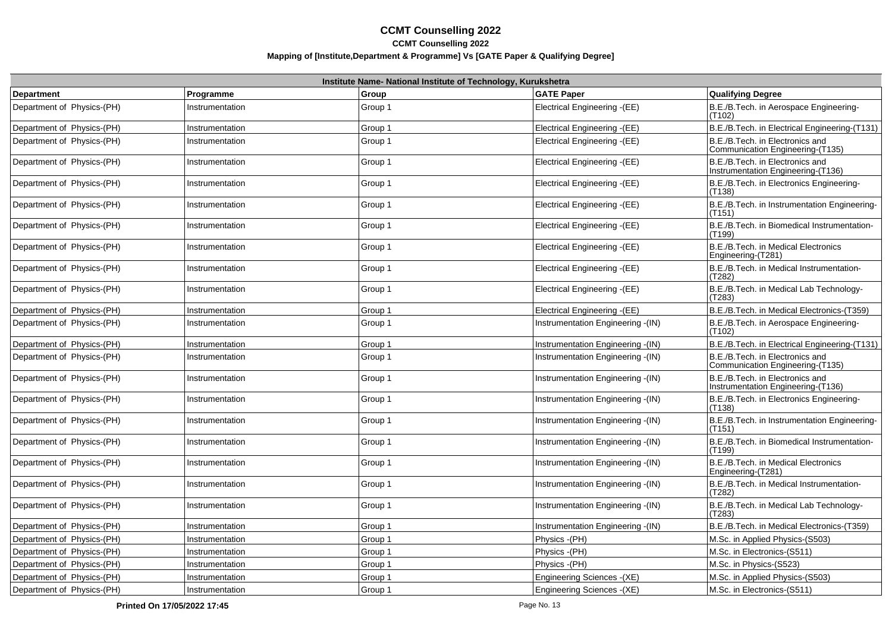# CCMT Counselling 2022

## CCMT Counselling 2022

### Mapping of [Institute,Department & Programme] Vs [GATE Paper & Qualifying Degree]

| Institute Name- National Institute of Technology, Kurukshetra | | | | |
|---|---|---|---|---|
| **Department** | **Programme** | **Group** | **GATE Paper** | **Qualifying Degree** |
| Department of Physics-(PH) | Instrumentation | Group 1 | Electrical Engineering -(EE) | B.E./B.Tech. in Aerospace Engineering-(T102) |
| Department of Physics-(PH) | Instrumentation | Group 1 | Electrical Engineering -(EE) | B.E./B.Tech. in Electrical Engineering-(T131) |
| Department of Physics-(PH) | Instrumentation | Group 1 | Electrical Engineering -(EE) | B.E./B.Tech. in Electronics and Communication Engineering-(T135) |
| Department of Physics-(PH) | Instrumentation | Group 1 | Electrical Engineering -(EE) | B.E./B.Tech. in Electronics and Instrumentation Engineering-(T136) |
| Department of Physics-(PH) | Instrumentation | Group 1 | Electrical Engineering -(EE) | B.E./B.Tech. in Electronics Engineering-(T138) |
| Department of Physics-(PH) | Instrumentation | Group 1 | Electrical Engineering -(EE) | B.E./B.Tech. in Instrumentation Engineering-(T151) |
| Department of Physics-(PH) | Instrumentation | Group 1 | Electrical Engineering -(EE) | B.E./B.Tech. in Biomedical Instrumentation-(T199) |
| Department of Physics-(PH) | Instrumentation | Group 1 | Electrical Engineering -(EE) | B.E./B.Tech. in Medical Electronics Engineering-(T281) |
| Department of Physics-(PH) | Instrumentation | Group 1 | Electrical Engineering -(EE) | B.E./B.Tech. in Medical Instrumentation-(T282) |
| Department of Physics-(PH) | Instrumentation | Group 1 | Electrical Engineering -(EE) | B.E./B.Tech. in Medical Lab Technology-(T283) |
| Department of Physics-(PH) | Instrumentation | Group 1 | Electrical Engineering -(EE) | B.E./B.Tech. in Medical Electronics-(T359) |
| Department of Physics-(PH) | Instrumentation | Group 1 | Instrumentation Engineering -(IN) | B.E./B.Tech. in Aerospace Engineering-(T102) |
| Department of Physics-(PH) | Instrumentation | Group 1 | Instrumentation Engineering -(IN) | B.E./B.Tech. in Electrical Engineering-(T131) |
| Department of Physics-(PH) | Instrumentation | Group 1 | Instrumentation Engineering -(IN) | B.E./B.Tech. in Electronics and Communication Engineering-(T135) |
| Department of Physics-(PH) | Instrumentation | Group 1 | Instrumentation Engineering -(IN) | B.E./B.Tech. in Electronics and Instrumentation Engineering-(T136) |
| Department of Physics-(PH) | Instrumentation | Group 1 | Instrumentation Engineering -(IN) | B.E./B.Tech. in Electronics Engineering-(T138) |
| Department of Physics-(PH) | Instrumentation | Group 1 | Instrumentation Engineering -(IN) | B.E./B.Tech. in Instrumentation Engineering-(T151) |
| Department of Physics-(PH) | Instrumentation | Group 1 | Instrumentation Engineering -(IN) | B.E./B.Tech. in Biomedical Instrumentation-(T199) |
| Department of Physics-(PH) | Instrumentation | Group 1 | Instrumentation Engineering -(IN) | B.E./B.Tech. in Medical Electronics Engineering-(T281) |
| Department of Physics-(PH) | Instrumentation | Group 1 | Instrumentation Engineering -(IN) | B.E./B.Tech. in Medical Instrumentation-(T282) |
| Department of Physics-(PH) | Instrumentation | Group 1 | Instrumentation Engineering -(IN) | B.E./B.Tech. in Medical Lab Technology-(T283) |
| Department of Physics-(PH) | Instrumentation | Group 1 | Instrumentation Engineering -(IN) | B.E./B.Tech. in Medical Electronics-(T359) |
| Department of Physics-(PH) | Instrumentation | Group 1 | Physics -(PH) | M.Sc. in Applied Physics-(S503) |
| Department of Physics-(PH) | Instrumentation | Group 1 | Physics -(PH) | M.Sc. in Electronics-(S511) |
| Department of Physics-(PH) | Instrumentation | Group 1 | Physics -(PH) | M.Sc. in Physics-(S523) |
| Department of Physics-(PH) | Instrumentation | Group 1 | Engineering Sciences -(XE) | M.Sc. in Applied Physics-(S503) |
| Department of Physics-(PH) | Instrumentation | Group 1 | Engineering Sciences -(XE) | M.Sc. in Electronics-(S511) |

Printed On 17/05/2022 17:45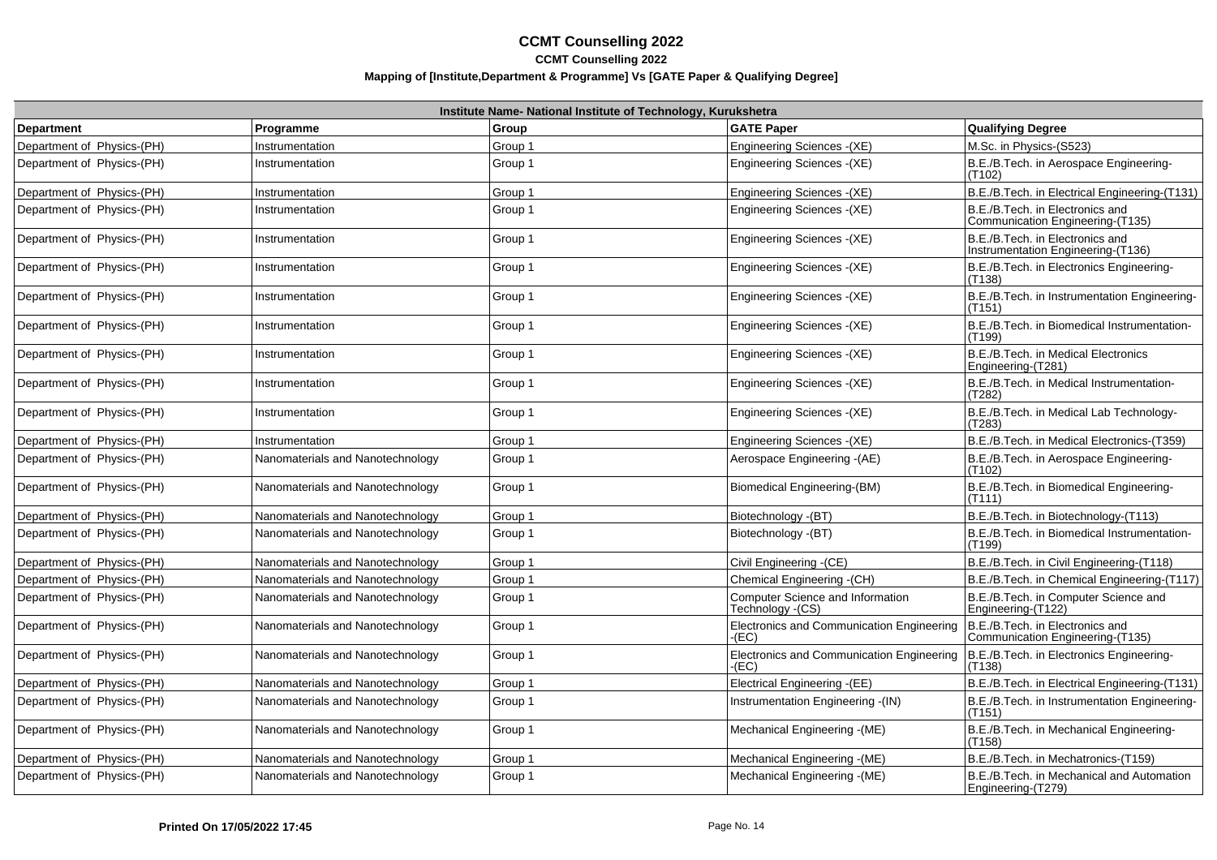# CCMT Counselling 2022

**CCMT Counselling 2022**

**Mapping of [Institute,Department & Programme] Vs [GATE Paper & Qualifying Degree]**

| Institute Name- National Institute of Technology, Kurukshetra | | | | |
|---|---|---|---|---|
| **Department** | **Programme** | **Group** | **GATE Paper** | **Qualifying Degree** |
| Department of Physics-(PH) | Instrumentation | Group 1 | Engineering Sciences -(XE) | M.Sc. in Physics-(S523) |
| Department of Physics-(PH) | Instrumentation | Group 1 | Engineering Sciences -(XE) | B.E./B.Tech. in Aerospace Engineering-(T102) |
| Department of Physics-(PH) | Instrumentation | Group 1 | Engineering Sciences -(XE) | B.E./B.Tech. in Electrical Engineering-(T131) |
| Department of Physics-(PH) | Instrumentation | Group 1 | Engineering Sciences -(XE) | B.E./B.Tech. in Electronics and Communication Engineering-(T135) |
| Department of Physics-(PH) | Instrumentation | Group 1 | Engineering Sciences -(XE) | B.E./B.Tech. in Electronics and Instrumentation Engineering-(T136) |
| Department of Physics-(PH) | Instrumentation | Group 1 | Engineering Sciences -(XE) | B.E./B.Tech. in Electronics Engineering-(T138) |
| Department of Physics-(PH) | Instrumentation | Group 1 | Engineering Sciences -(XE) | B.E./B.Tech. in Instrumentation Engineering-(T151) |
| Department of Physics-(PH) | Instrumentation | Group 1 | Engineering Sciences -(XE) | B.E./B.Tech. in Biomedical Instrumentation-(T199) |
| Department of Physics-(PH) | Instrumentation | Group 1 | Engineering Sciences -(XE) | B.E./B.Tech. in Medical Electronics Engineering-(T281) |
| Department of Physics-(PH) | Instrumentation | Group 1 | Engineering Sciences -(XE) | B.E./B.Tech. in Medical Instrumentation-(T282) |
| Department of Physics-(PH) | Instrumentation | Group 1 | Engineering Sciences -(XE) | B.E./B.Tech. in Medical Lab Technology-(T283) |
| Department of Physics-(PH) | Instrumentation | Group 1 | Engineering Sciences -(XE) | B.E./B.Tech. in Medical Electronics-(T359) |
| Department of Physics-(PH) | Nanomaterials and Nanotechnology | Group 1 | Aerospace Engineering -(AE) | B.E./B.Tech. in Aerospace Engineering-(T102) |
| Department of Physics-(PH) | Nanomaterials and Nanotechnology | Group 1 | Biomedical Engineering-(BM) | B.E./B.Tech. in Biomedical Engineering-(T111) |
| Department of Physics-(PH) | Nanomaterials and Nanotechnology | Group 1 | Biotechnology -(BT) | B.E./B.Tech. in Biotechnology-(T113) |
| Department of Physics-(PH) | Nanomaterials and Nanotechnology | Group 1 | Biotechnology -(BT) | B.E./B.Tech. in Biomedical Instrumentation-(T199) |
| Department of Physics-(PH) | Nanomaterials and Nanotechnology | Group 1 | Civil Engineering -(CE) | B.E./B.Tech. in Civil Engineering-(T118) |
| Department of Physics-(PH) | Nanomaterials and Nanotechnology | Group 1 | Chemical Engineering -(CH) | B.E./B.Tech. in Chemical Engineering-(T117) |
| Department of Physics-(PH) | Nanomaterials and Nanotechnology | Group 1 | Computer Science and Information Technology -(CS) | B.E./B.Tech. in Computer Science and Engineering-(T122) |
| Department of Physics-(PH) | Nanomaterials and Nanotechnology | Group 1 | Electronics and Communication Engineering -(EC) | B.E./B.Tech. in Electronics and Communication Engineering-(T135) |
| Department of Physics-(PH) | Nanomaterials and Nanotechnology | Group 1 | Electronics and Communication Engineering -(EC) | B.E./B.Tech. in Electronics Engineering-(T138) |
| Department of Physics-(PH) | Nanomaterials and Nanotechnology | Group 1 | Electrical Engineering -(EE) | B.E./B.Tech. in Electrical Engineering-(T131) |
| Department of Physics-(PH) | Nanomaterials and Nanotechnology | Group 1 | Instrumentation Engineering -(IN) | B.E./B.Tech. in Instrumentation Engineering-(T151) |
| Department of Physics-(PH) | Nanomaterials and Nanotechnology | Group 1 | Mechanical Engineering -(ME) | B.E./B.Tech. in Mechanical Engineering-(T158) |
| Department of Physics-(PH) | Nanomaterials and Nanotechnology | Group 1 | Mechanical Engineering -(ME) | B.E./B.Tech. in Mechatronics-(T159) |
| Department of Physics-(PH) | Nanomaterials and Nanotechnology | Group 1 | Mechanical Engineering -(ME) | B.E./B.Tech. in Mechanical and Automation Engineering-(T279) |

**Printed On 17/05/2022 17:45**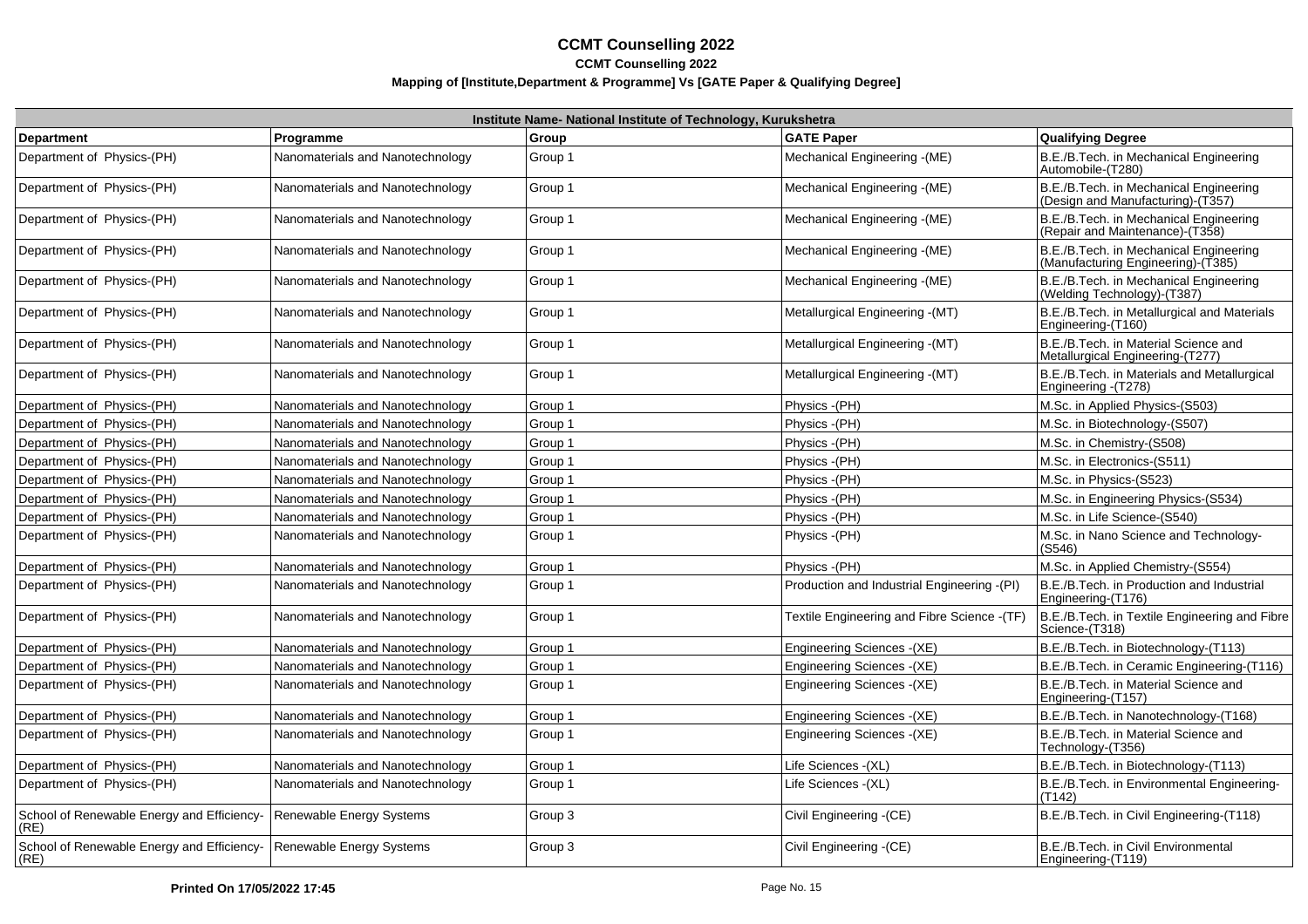# CCMT Counselling 2022

**CCMT Counselling 2022**

**Mapping of [Institute,Department & Programme] Vs [GATE Paper & Qualifying Degree]**

| Institute Name- National Institute of Technology, Kurukshetra | | | | |
|---|---|---|---|---|
| **Department** | **Programme** | **Group** | **GATE Paper** | **Qualifying Degree** |
| Department of Physics-(PH) | Nanomaterials and Nanotechnology | Group 1 | Mechanical Engineering -(ME) | B.E./B.Tech. in Mechanical Engineering Automobile-(T280) |
| Department of Physics-(PH) | Nanomaterials and Nanotechnology | Group 1 | Mechanical Engineering -(ME) | B.E./B.Tech. in Mechanical Engineering (Design and Manufacturing)-(T357) |
| Department of Physics-(PH) | Nanomaterials and Nanotechnology | Group 1 | Mechanical Engineering -(ME) | B.E./B.Tech. in Mechanical Engineering (Repair and Maintenance)-(T358) |
| Department of Physics-(PH) | Nanomaterials and Nanotechnology | Group 1 | Mechanical Engineering -(ME) | B.E./B.Tech. in Mechanical Engineering (Manufacturing Engineering)-(T385) |
| Department of Physics-(PH) | Nanomaterials and Nanotechnology | Group 1 | Mechanical Engineering -(ME) | B.E./B.Tech. in Mechanical Engineering (Welding Technology)-(T387) |
| Department of Physics-(PH) | Nanomaterials and Nanotechnology | Group 1 | Metallurgical Engineering -(MT) | B.E./B.Tech. in Metallurgical and Materials Engineering-(T160) |
| Department of Physics-(PH) | Nanomaterials and Nanotechnology | Group 1 | Metallurgical Engineering -(MT) | B.E./B.Tech. in Material Science and Metallurgical Engineering-(T277) |
| Department of Physics-(PH) | Nanomaterials and Nanotechnology | Group 1 | Metallurgical Engineering -(MT) | B.E./B.Tech. in Materials and Metallurgical Engineering -(T278) |
| Department of Physics-(PH) | Nanomaterials and Nanotechnology | Group 1 | Physics -(PH) | M.Sc. in Applied Physics-(S503) |
| Department of Physics-(PH) | Nanomaterials and Nanotechnology | Group 1 | Physics -(PH) | M.Sc. in Biotechnology-(S507) |
| Department of Physics-(PH) | Nanomaterials and Nanotechnology | Group 1 | Physics -(PH) | M.Sc. in Chemistry-(S508) |
| Department of Physics-(PH) | Nanomaterials and Nanotechnology | Group 1 | Physics -(PH) | M.Sc. in Electronics-(S511) |
| Department of Physics-(PH) | Nanomaterials and Nanotechnology | Group 1 | Physics -(PH) | M.Sc. in Physics-(S523) |
| Department of Physics-(PH) | Nanomaterials and Nanotechnology | Group 1 | Physics -(PH) | M.Sc. in Engineering Physics-(S534) |
| Department of Physics-(PH) | Nanomaterials and Nanotechnology | Group 1 | Physics -(PH) | M.Sc. in Life Science-(S540) |
| Department of Physics-(PH) | Nanomaterials and Nanotechnology | Group 1 | Physics -(PH) | M.Sc. in Nano Science and Technology-(S546) |
| Department of Physics-(PH) | Nanomaterials and Nanotechnology | Group 1 | Physics -(PH) | M.Sc. in Applied Chemistry-(S554) |
| Department of Physics-(PH) | Nanomaterials and Nanotechnology | Group 1 | Production and Industrial Engineering -(PI) | B.E./B.Tech. in Production and Industrial Engineering-(T176) |
| Department of Physics-(PH) | Nanomaterials and Nanotechnology | Group 1 | Textile Engineering and Fibre Science -(TF) | B.E./B.Tech. in Textile Engineering and Fibre Science-(T318) |
| Department of Physics-(PH) | Nanomaterials and Nanotechnology | Group 1 | Engineering Sciences -(XE) | B.E./B.Tech. in Biotechnology-(T113) |
| Department of Physics-(PH) | Nanomaterials and Nanotechnology | Group 1 | Engineering Sciences -(XE) | B.E./B.Tech. in Ceramic Engineering-(T116) |
| Department of Physics-(PH) | Nanomaterials and Nanotechnology | Group 1 | Engineering Sciences -(XE) | B.E./B.Tech. in Material Science and Engineering-(T157) |
| Department of Physics-(PH) | Nanomaterials and Nanotechnology | Group 1 | Engineering Sciences -(XE) | B.E./B.Tech. in Nanotechnology-(T168) |
| Department of Physics-(PH) | Nanomaterials and Nanotechnology | Group 1 | Engineering Sciences -(XE) | B.E./B.Tech. in Material Science and Technology-(T356) |
| Department of Physics-(PH) | Nanomaterials and Nanotechnology | Group 1 | Life Sciences -(XL) | B.E./B.Tech. in Biotechnology-(T113) |
| Department of Physics-(PH) | Nanomaterials and Nanotechnology | Group 1 | Life Sciences -(XL) | B.E./B.Tech. in Environmental Engineering-(T142) |
| School of Renewable Energy and Efficiency-(RE) | Renewable Energy Systems | Group 3 | Civil Engineering -(CE) | B.E./B.Tech. in Civil Engineering-(T118) |
| School of Renewable Energy and Efficiency-(RE) | Renewable Energy Systems | Group 3 | Civil Engineering -(CE) | B.E./B.Tech. in Civil Environmental Engineering-(T119) |

**Printed On 17/05/2022 17:45**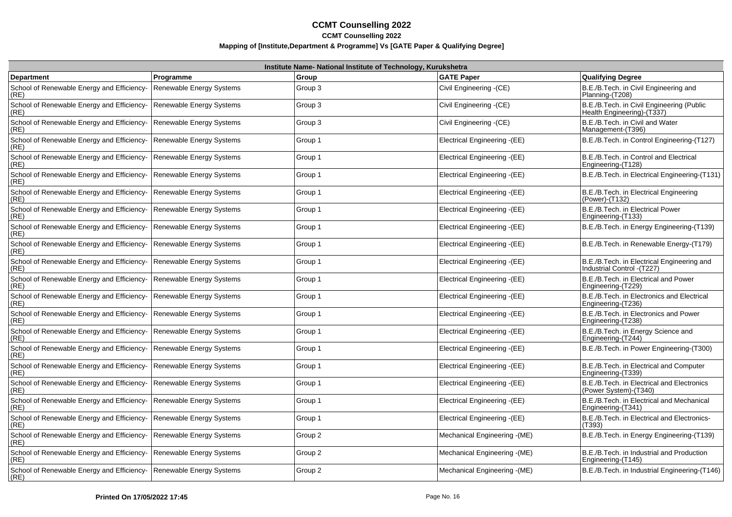# CCMT Counselling 2022

**CCMT Counselling 2022**

**Mapping of [Institute,Department & Programme] Vs [GATE Paper & Qualifying Degree]**

| Institute Name- National Institute of Technology, Kurukshetra | | | | |
|---|---|---|---|---|
| **Department** | **Programme** | **Group** | **GATE Paper** | **Qualifying Degree** |
| School of Renewable Energy and Efficiency-(RE) | Renewable Energy Systems | Group 3 | Civil Engineering -(CE) | B.E./B.Tech. in Civil Engineering and Planning-(T208) |
| School of Renewable Energy and Efficiency-(RE) | Renewable Energy Systems | Group 3 | Civil Engineering -(CE) | B.E./B.Tech. in Civil Engineering (Public Health Engineering)-(T337) |
| School of Renewable Energy and Efficiency-(RE) | Renewable Energy Systems | Group 3 | Civil Engineering -(CE) | B.E./B.Tech. in Civil and Water Management-(T396) |
| School of Renewable Energy and Efficiency-(RE) | Renewable Energy Systems | Group 1 | Electrical Engineering -(EE) | B.E./B.Tech. in Control Engineering-(T127) |
| School of Renewable Energy and Efficiency-(RE) | Renewable Energy Systems | Group 1 | Electrical Engineering -(EE) | B.E./B.Tech. in Control and Electrical Engineering-(T128) |
| School of Renewable Energy and Efficiency-(RE) | Renewable Energy Systems | Group 1 | Electrical Engineering -(EE) | B.E./B.Tech. in Electrical Engineering-(T131) |
| School of Renewable Energy and Efficiency-(RE) | Renewable Energy Systems | Group 1 | Electrical Engineering -(EE) | B.E./B.Tech. in Electrical Engineering (Power)-(T132) |
| School of Renewable Energy and Efficiency-(RE) | Renewable Energy Systems | Group 1 | Electrical Engineering -(EE) | B.E./B.Tech. in Electrical Power Engineering-(T133) |
| School of Renewable Energy and Efficiency-(RE) | Renewable Energy Systems | Group 1 | Electrical Engineering -(EE) | B.E./B.Tech. in Energy Engineering-(T139) |
| School of Renewable Energy and Efficiency-(RE) | Renewable Energy Systems | Group 1 | Electrical Engineering -(EE) | B.E./B.Tech. in Renewable Energy-(T179) |
| School of Renewable Energy and Efficiency-(RE) | Renewable Energy Systems | Group 1 | Electrical Engineering -(EE) | B.E./B.Tech. in Electrical Engineering and Industrial Control -(T227) |
| School of Renewable Energy and Efficiency-(RE) | Renewable Energy Systems | Group 1 | Electrical Engineering -(EE) | B.E./B.Tech. in Electrical and Power Engineering-(T229) |
| School of Renewable Energy and Efficiency-(RE) | Renewable Energy Systems | Group 1 | Electrical Engineering -(EE) | B.E./B.Tech. in Electronics and Electrical Engineering-(T236) |
| School of Renewable Energy and Efficiency-(RE) | Renewable Energy Systems | Group 1 | Electrical Engineering -(EE) | B.E./B.Tech. in Electronics and Power Engineering-(T238) |
| School of Renewable Energy and Efficiency-(RE) | Renewable Energy Systems | Group 1 | Electrical Engineering -(EE) | B.E./B.Tech. in Energy Science and Engineering-(T244) |
| School of Renewable Energy and Efficiency-(RE) | Renewable Energy Systems | Group 1 | Electrical Engineering -(EE) | B.E./B.Tech. in Power Engineering-(T300) |
| School of Renewable Energy and Efficiency-(RE) | Renewable Energy Systems | Group 1 | Electrical Engineering -(EE) | B.E./B.Tech. in Electrical and Computer Engineering-(T339) |
| School of Renewable Energy and Efficiency-(RE) | Renewable Energy Systems | Group 1 | Electrical Engineering -(EE) | B.E./B.Tech. in Electrical and Electronics (Power System)-(T340) |
| School of Renewable Energy and Efficiency-(RE) | Renewable Energy Systems | Group 1 | Electrical Engineering -(EE) | B.E./B.Tech. in Electrical and Mechanical Engineering-(T341) |
| School of Renewable Energy and Efficiency-(RE) | Renewable Energy Systems | Group 1 | Electrical Engineering -(EE) | B.E./B.Tech. in Electrical and Electronics-(T393) |
| School of Renewable Energy and Efficiency-(RE) | Renewable Energy Systems | Group 2 | Mechanical Engineering -(ME) | B.E./B.Tech. in Energy Engineering-(T139) |
| School of Renewable Energy and Efficiency-(RE) | Renewable Energy Systems | Group 2 | Mechanical Engineering -(ME) | B.E./B.Tech. in Industrial and Production Engineering-(T145) |
| School of Renewable Energy and Efficiency-(RE) | Renewable Energy Systems | Group 2 | Mechanical Engineering -(ME) | B.E./B.Tech. in Industrial Engineering-(T146) |

**Printed On 17/05/2022 17:45**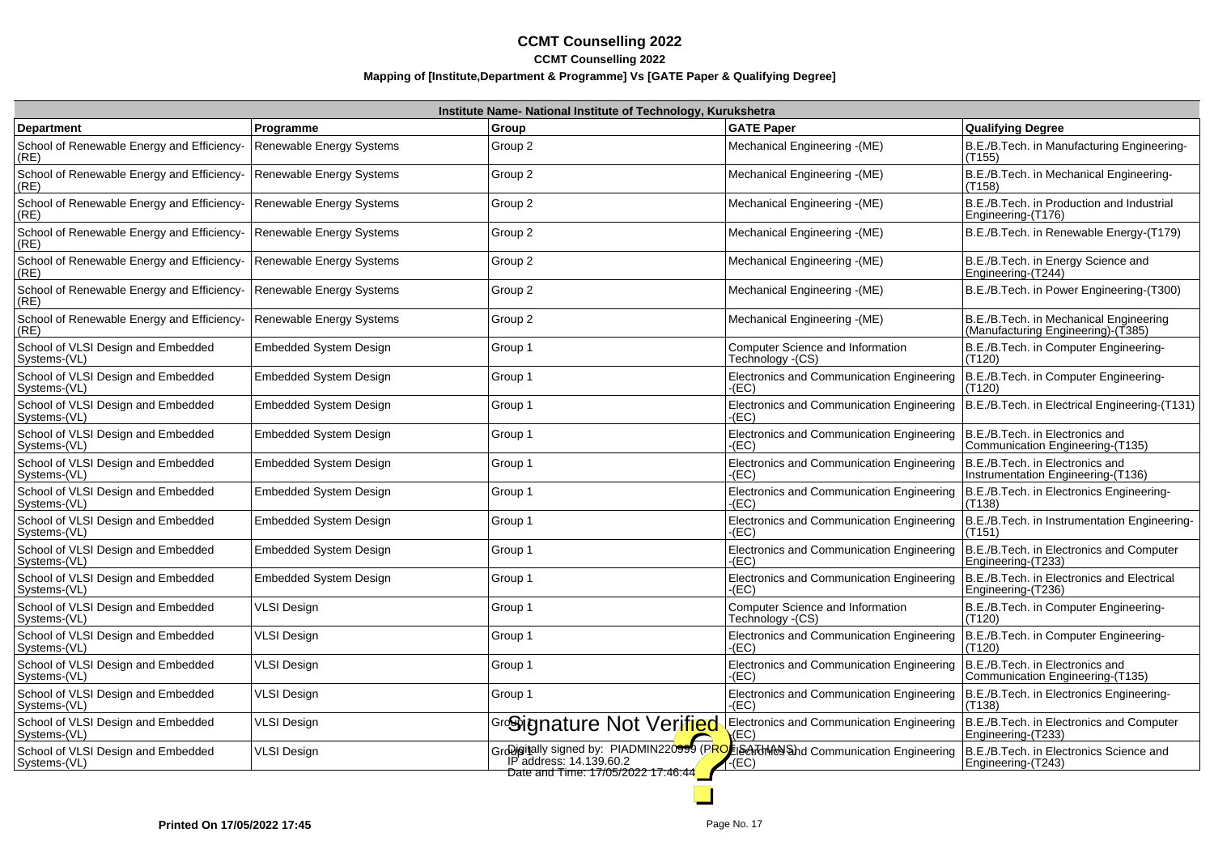# CCMT Counselling 2022

**CCMT Counselling 2022**

**Mapping of [Institute,Department & Programme] Vs [GATE Paper & Qualifying Degree]**

| Institute Name- National Institute of Technology, Kurukshetra | | | | |
|---|---|---|---|---|
| **Department** | **Programme** | **Group** | **GATE Paper** | **Qualifying Degree** |
| School of Renewable Energy and Efficiency-(RE) | Renewable Energy Systems | Group 2 | Mechanical Engineering -(ME) | B.E./B.Tech. in Manufacturing Engineering-(T155) |
| School of Renewable Energy and Efficiency-(RE) | Renewable Energy Systems | Group 2 | Mechanical Engineering -(ME) | B.E./B.Tech. in Mechanical Engineering-(T158) |
| School of Renewable Energy and Efficiency-(RE) | Renewable Energy Systems | Group 2 | Mechanical Engineering -(ME) | B.E./B.Tech. in Production and Industrial Engineering-(T176) |
| School of Renewable Energy and Efficiency-(RE) | Renewable Energy Systems | Group 2 | Mechanical Engineering -(ME) | B.E./B.Tech. in Renewable Energy-(T179) |
| School of Renewable Energy and Efficiency-(RE) | Renewable Energy Systems | Group 2 | Mechanical Engineering -(ME) | B.E./B.Tech. in Energy Science and Engineering-(T244) |
| School of Renewable Energy and Efficiency-(RE) | Renewable Energy Systems | Group 2 | Mechanical Engineering -(ME) | B.E./B.Tech. in Power Engineering-(T300) |
| School of Renewable Energy and Efficiency-(RE) | Renewable Energy Systems | Group 2 | Mechanical Engineering -(ME) | B.E./B.Tech. in Mechanical Engineering (Manufacturing Engineering)-(T385) |
| School of VLSI Design and Embedded Systems-(VL) | Embedded System Design | Group 1 | Computer Science and Information Technology -(CS) | B.E./B.Tech. in Computer Engineering-(T120) |
| School of VLSI Design and Embedded Systems-(VL) | Embedded System Design | Group 1 | Electronics and Communication Engineering -(EC) | B.E./B.Tech. in Computer Engineering-(T120) |
| School of VLSI Design and Embedded Systems-(VL) | Embedded System Design | Group 1 | Electronics and Communication Engineering -(EC) | B.E./B.Tech. in Electrical Engineering-(T131) |
| School of VLSI Design and Embedded Systems-(VL) | Embedded System Design | Group 1 | Electronics and Communication Engineering -(EC) | B.E./B.Tech. in Electronics and Communication Engineering-(T135) |
| School of VLSI Design and Embedded Systems-(VL) | Embedded System Design | Group 1 | Electronics and Communication Engineering -(EC) | B.E./B.Tech. in Electronics and Instrumentation Engineering-(T136) |
| School of VLSI Design and Embedded Systems-(VL) | Embedded System Design | Group 1 | Electronics and Communication Engineering -(EC) | B.E./B.Tech. in Electronics Engineering-(T138) |
| School of VLSI Design and Embedded Systems-(VL) | Embedded System Design | Group 1 | Electronics and Communication Engineering -(EC) | B.E./B.Tech. in Instrumentation Engineering-(T151) |
| School of VLSI Design and Embedded Systems-(VL) | Embedded System Design | Group 1 | Electronics and Communication Engineering -(EC) | B.E./B.Tech. in Electronics and Computer Engineering-(T233) |
| School of VLSI Design and Embedded Systems-(VL) | Embedded System Design | Group 1 | Electronics and Communication Engineering -(EC) | B.E./B.Tech. in Electronics and Electrical Engineering-(T236) |
| School of VLSI Design and Embedded Systems-(VL) | VLSI Design | Group 1 | Computer Science and Information Technology -(CS) | B.E./B.Tech. in Computer Engineering-(T120) |
| School of VLSI Design and Embedded Systems-(VL) | VLSI Design | Group 1 | Electronics and Communication Engineering -(EC) | B.E./B.Tech. in Computer Engineering-(T120) |
| School of VLSI Design and Embedded Systems-(VL) | VLSI Design | Group 1 | Electronics and Communication Engineering -(EC) | B.E./B.Tech. in Electronics and Communication Engineering-(T135) |
| School of VLSI Design and Embedded Systems-(VL) | VLSI Design | Group 1 | Electronics and Communication Engineering -(EC) | B.E./B.Tech. in Electronics Engineering-(T138) |
| School of VLSI Design and Embedded Systems-(VL) | VLSI Design | Group 1 | Electronics and Communication Engineering -(EC) | B.E./B.Tech. in Electronics and Computer Engineering-(T233) |
| School of VLSI Design and Embedded Systems-(VL) | VLSI Design | Group 1 | Electronics and Communication Engineering -(EC) | B.E./B.Tech. in Electronics Science and Engineering-(T243) |

Signature Not Verified

Digitally signed by: PIADMIN220999 (PROF SATHANS)
IP address: 14.139.60.2
Date and Time: 17/05/2022 17:46:44

**Printed On 17/05/2022 17:45**